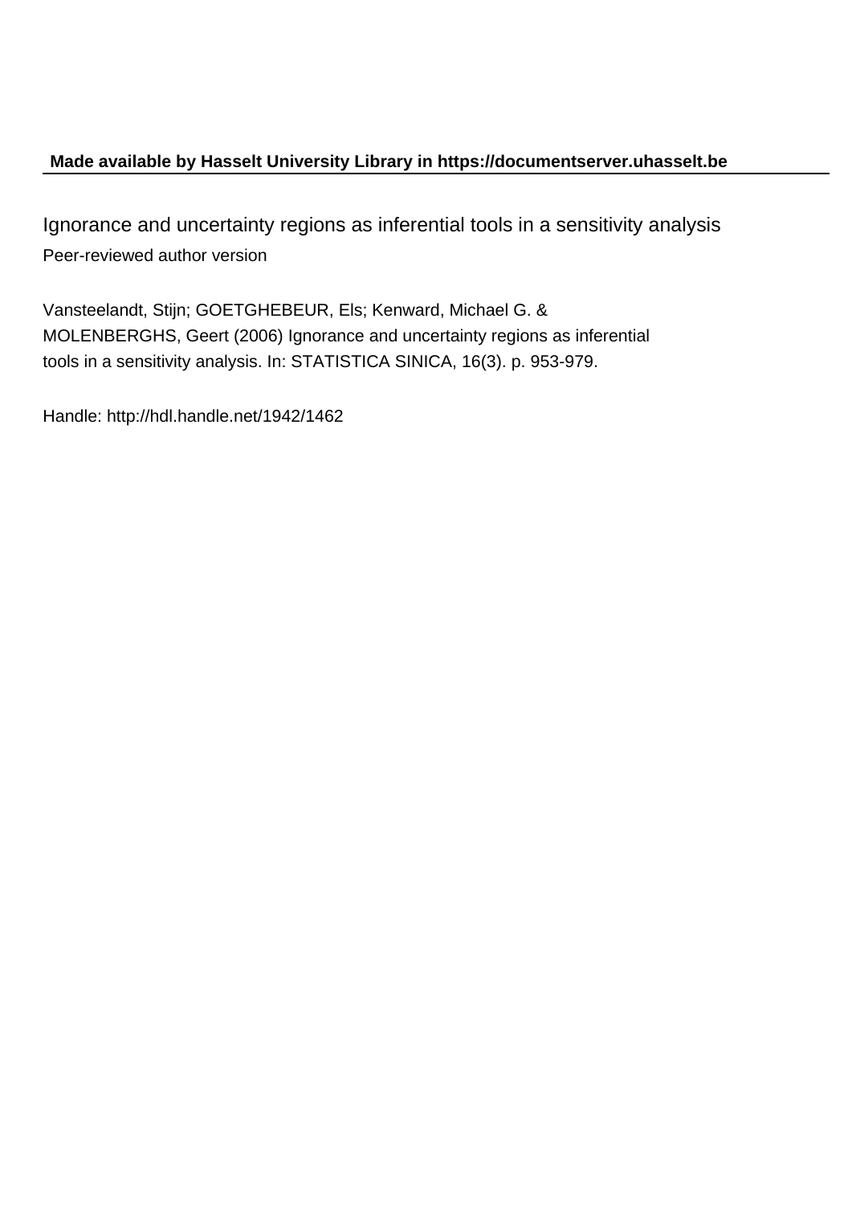**Made available by Hasselt University Library in https://documentserver.uhasselt.be**

Ignorance and uncertainty regions as inferential tools in a sensitivity analysis

Peer-reviewed author version

Vansteelandt, Stijn; GOETGHEBEUR, Els; Kenward, Michael G. & MOLENBERGHS, Geert (2006) Ignorance and uncertainty regions as inferential tools in a sensitivity analysis. In: STATISTICA SINICA, 16(3). p. 953-979.

Handle: http://hdl.handle.net/1942/1462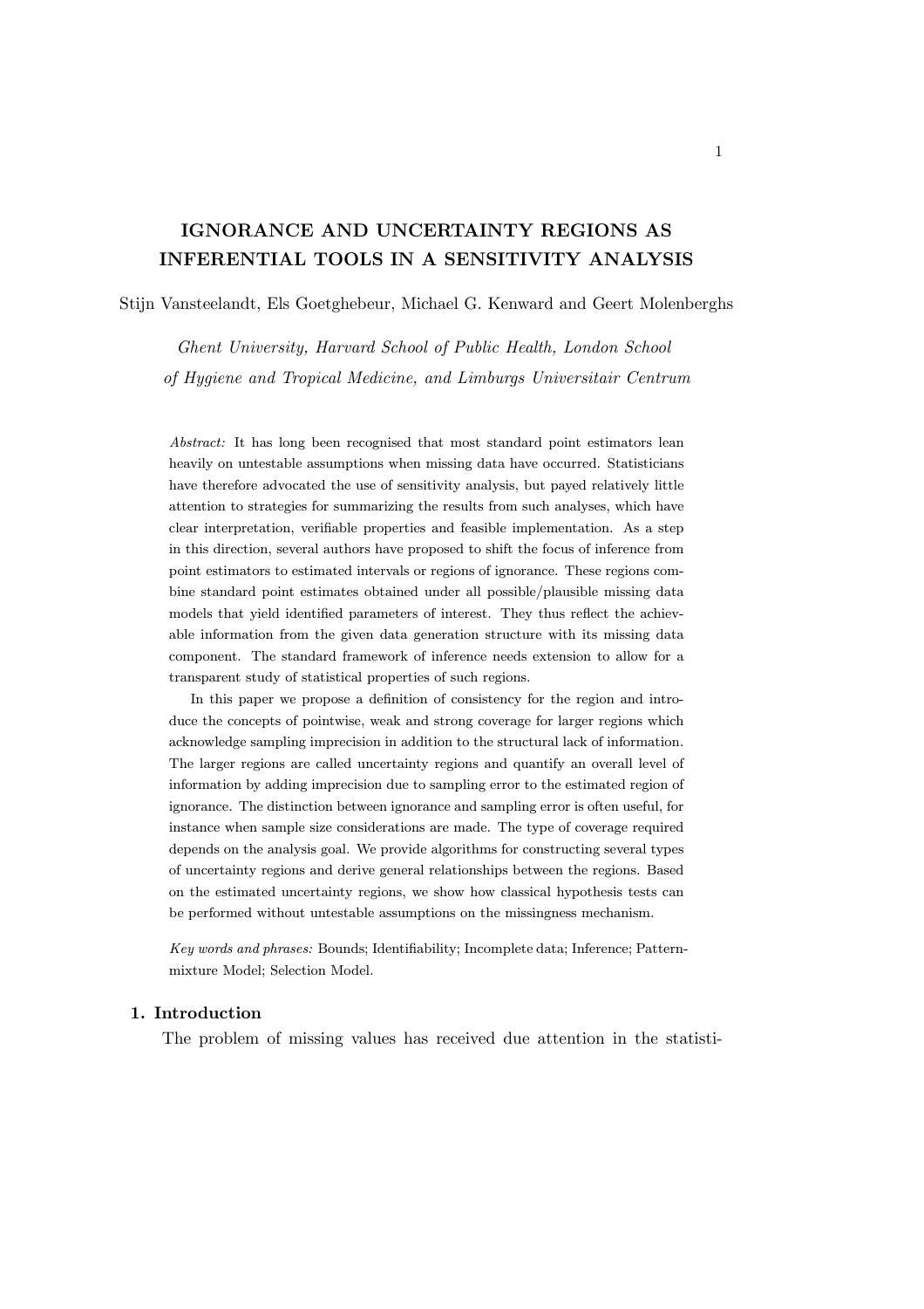# IGNORANCE AND UNCERTAINTY REGIONS AS INFERENTIAL TOOLS IN A SENSITIVITY ANALYSIS

Stijn Vansteelandt, Els Goetghebeur, Michael G. Kenward and Geert Molenberghs

*Ghent University, Harvard School of Public Health, London School of Hygiene and Tropical Medicine, and Limburgs Universitair Centrum*

*Abstract:* It has long been recognised that most standard point estimators lean heavily on untestable assumptions when missing data have occurred. Statisticians have therefore advocated the use of sensitivity analysis, but payed relatively little attention to strategies for summarizing the results from such analyses, which have clear interpretation, verifiable properties and feasible implementation. As a step in this direction, several authors have proposed to shift the focus of inference from point estimators to estimated intervals or regions of ignorance. These regions combine standard point estimates obtained under all possible/plausible missing data models that yield identified parameters of interest. They thus reflect the achievable information from the given data generation structure with its missing data component. The standard framework of inference needs extension to allow for a transparent study of statistical properties of such regions.

In this paper we propose a definition of consistency for the region and introduce the concepts of pointwise, weak and strong coverage for larger regions which acknowledge sampling imprecision in addition to the structural lack of information. The larger regions are called uncertainty regions and quantify an overall level of information by adding imprecision due to sampling error to the estimated region of ignorance. The distinction between ignorance and sampling error is often useful, for instance when sample size considerations are made. The type of coverage required depends on the analysis goal. We provide algorithms for constructing several types of uncertainty regions and derive general relationships between the regions. Based on the estimated uncertainty regions, we show how classical hypothesis tests can be performed without untestable assumptions on the missingness mechanism.

*Key words and phrases:* Bounds; Identifiability; Incomplete data; Inference; Pattern-mixture Model; Selection Model.

## 1. Introduction

The problem of missing values has received due attention in the statisti-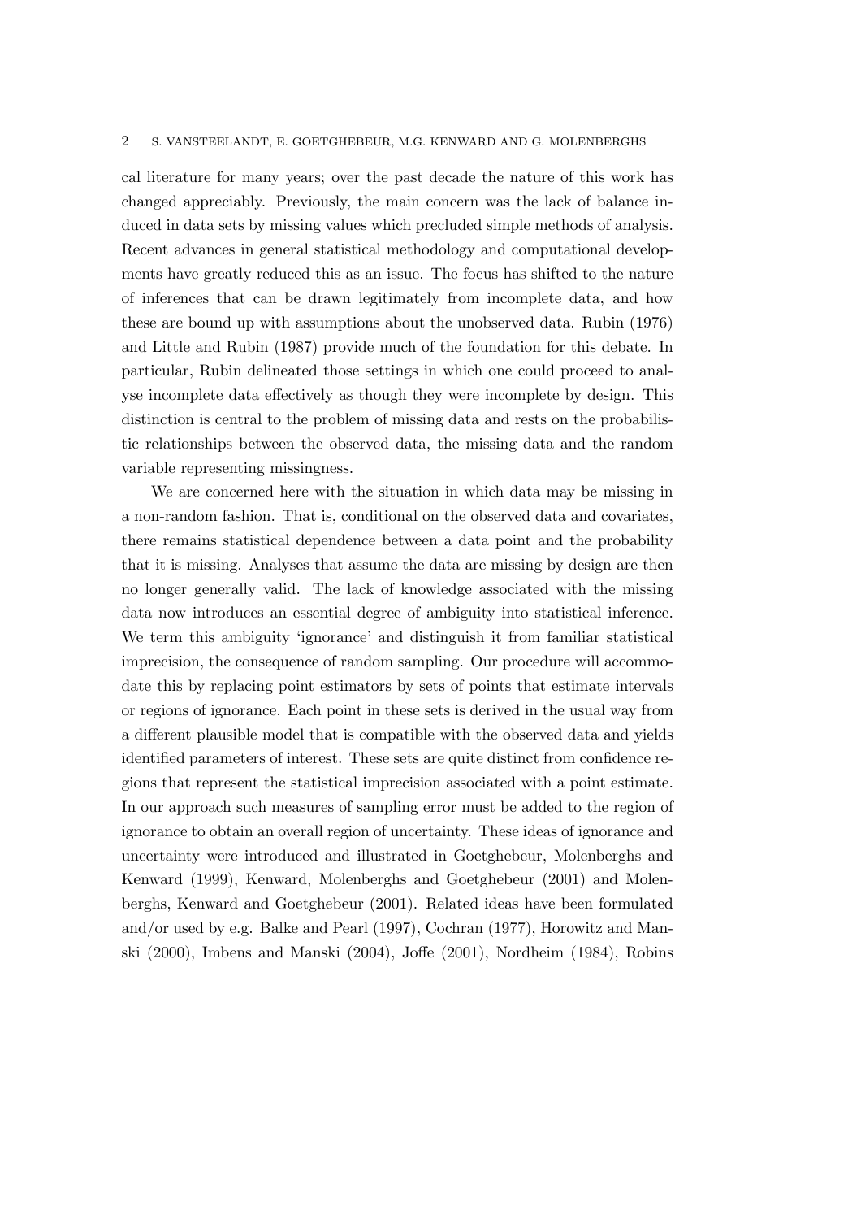cal literature for many years; over the past decade the nature of this work has changed appreciably. Previously, the main concern was the lack of balance induced in data sets by missing values which precluded simple methods of analysis. Recent advances in general statistical methodology and computational developments have greatly reduced this as an issue. The focus has shifted to the nature of inferences that can be drawn legitimately from incomplete data, and how these are bound up with assumptions about the unobserved data. Rubin (1976) and Little and Rubin (1987) provide much of the foundation for this debate. In particular, Rubin delineated those settings in which one could proceed to analyse incomplete data effectively as though they were incomplete by design. This distinction is central to the problem of missing data and rests on the probabilistic relationships between the observed data, the missing data and the random variable representing missingness.

We are concerned here with the situation in which data may be missing in a non-random fashion. That is, conditional on the observed data and covariates, there remains statistical dependence between a data point and the probability that it is missing. Analyses that assume the data are missing by design are then no longer generally valid. The lack of knowledge associated with the missing data now introduces an essential degree of ambiguity into statistical inference. We term this ambiguity 'ignorance' and distinguish it from familiar statistical imprecision, the consequence of random sampling. Our procedure will accommodate this by replacing point estimators by sets of points that estimate intervals or regions of ignorance. Each point in these sets is derived in the usual way from a different plausible model that is compatible with the observed data and yields identified parameters of interest. These sets are quite distinct from confidence regions that represent the statistical imprecision associated with a point estimate. In our approach such measures of sampling error must be added to the region of ignorance to obtain an overall region of uncertainty. These ideas of ignorance and uncertainty were introduced and illustrated in Goetghebeur, Molenberghs and Kenward (1999), Kenward, Molenberghs and Goetghebeur (2001) and Molenberghs, Kenward and Goetghebeur (2001). Related ideas have been formulated and/or used by e.g. Balke and Pearl (1997), Cochran (1977), Horowitz and Manski (2000), Imbens and Manski (2004), Joffe (2001), Nordheim (1984), Robins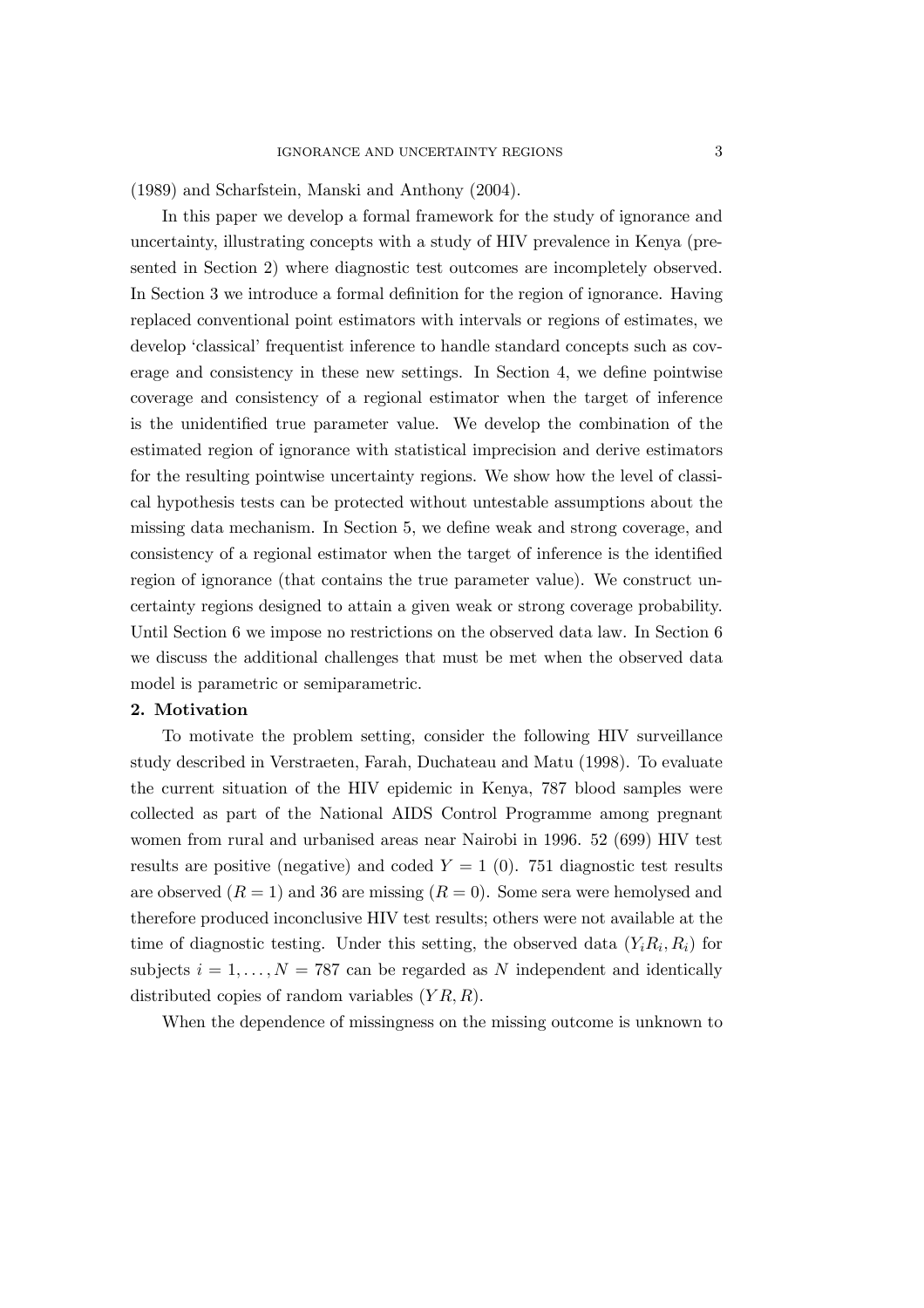(1989) and Scharfstein, Manski and Anthony (2004).

In this paper we develop a formal framework for the study of ignorance and uncertainty, illustrating concepts with a study of HIV prevalence in Kenya (presented in Section 2) where diagnostic test outcomes are incompletely observed. In Section 3 we introduce a formal definition for the region of ignorance. Having replaced conventional point estimators with intervals or regions of estimates, we develop 'classical' frequentist inference to handle standard concepts such as coverage and consistency in these new settings. In Section 4, we define pointwise coverage and consistency of a regional estimator when the target of inference is the unidentified true parameter value. We develop the combination of the estimated region of ignorance with statistical imprecision and derive estimators for the resulting pointwise uncertainty regions. We show how the level of classical hypothesis tests can be protected without untestable assumptions about the missing data mechanism. In Section 5, we define weak and strong coverage, and consistency of a regional estimator when the target of inference is the identified region of ignorance (that contains the true parameter value). We construct uncertainty regions designed to attain a given weak or strong coverage probability. Until Section 6 we impose no restrictions on the observed data law. In Section 6 we discuss the additional challenges that must be met when the observed data model is parametric or semiparametric.

## 2. Motivation

To motivate the problem setting, consider the following HIV surveillance study described in Verstraeten, Farah, Duchateau and Matu (1998). To evaluate the current situation of the HIV epidemic in Kenya, 787 blood samples were collected as part of the National AIDS Control Programme among pregnant women from rural and urbanised areas near Nairobi in 1996. 52 (699) HIV test results are positive (negative) and coded $Y = 1$ (0). 751 diagnostic test results are observed ($R = 1$) and 36 are missing ($R = 0$). Some sera were hemolysed and therefore produced inconclusive HIV test results; others were not available at the time of diagnostic testing. Under this setting, the observed data $(Y_i R_i, R_i)$ for subjects $i = 1, \ldots, N = 787$ can be regarded as $N$ independent and identically distributed copies of random variables $(Y R, R)$.

When the dependence of missingness on the missing outcome is unknown to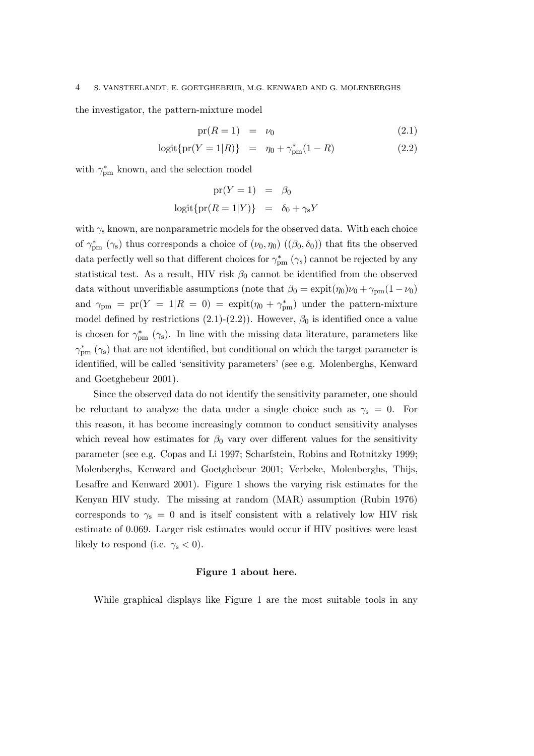the investigator, the pattern-mixture model

$$\mathrm{pr}(R=1) = \nu_0 \tag{2.1}$$

$$\mathrm{logit}\{\mathrm{pr}(Y=1|R)\} = \eta_0 + \gamma^*_{\mathrm{pm}}(1-R) \tag{2.2}$$

with $\gamma^*_{\mathrm{pm}}$ known, and the selection model

$$\mathrm{pr}(Y=1) = \beta_0$$

$$\mathrm{logit}\{\mathrm{pr}(R=1|Y)\} = \delta_0 + \gamma_{\mathrm{s}} Y$$

with $\gamma_{\mathrm{s}}$ known, are nonparametric models for the observed data. With each choice of $\gamma^*_{\mathrm{pm}}$ ($\gamma_s$) thus corresponds a choice of $(\nu_0, \eta_0)$ ($(\beta_0, \delta_0)$) that fits the observed data perfectly well so that different choices for $\gamma^*_{\mathrm{pm}}$ ($\gamma_s$) cannot be rejected by any statistical test. As a result, HIV risk $\beta_0$ cannot be identified from the observed data without unverifiable assumptions (note that $\beta_0 = \mathrm{expit}(\eta_0)\nu_0 + \gamma_{\mathrm{pm}}(1-\nu_0)$ and $\gamma_{\mathrm{pm}} = \mathrm{pr}(Y=1|R=0) = \mathrm{expit}(\eta_0 + \gamma^*_{\mathrm{pm}})$ under the pattern-mixture model defined by restrictions (2.1)-(2.2)). However, $\beta_0$ is identified once a value is chosen for $\gamma^*_{\mathrm{pm}}$ ($\gamma_s$). In line with the missing data literature, parameters like $\gamma^*_{\mathrm{pm}}$ ($\gamma_{\mathrm{s}}$) that are not identified, but conditional on which the target parameter is identified, will be called 'sensitivity parameters' (see e.g. Molenberghs, Kenward and Goetghebeur 2001).

Since the observed data do not identify the sensitivity parameter, one should be reluctant to analyze the data under a single choice such as $\gamma_{\mathrm{s}} = 0$. For this reason, it has become increasingly common to conduct sensitivity analyses which reveal how estimates for $\beta_0$ vary over different values for the sensitivity parameter (see e.g. Copas and Li 1997; Scharfstein, Robins and Rotnitzky 1999; Molenberghs, Kenward and Goetghebeur 2001; Verbeke, Molenberghs, Thijs, Lesaffre and Kenward 2001). Figure 1 shows the varying risk estimates for the Kenyan HIV study. The missing at random (MAR) assumption (Rubin 1976) corresponds to $\gamma_{\mathrm{s}} = 0$ and is itself consistent with a relatively low HIV risk estimate of 0.069. Larger risk estimates would occur if HIV positives were least likely to respond (i.e. $\gamma_{\mathrm{s}} < 0$).

**Figure 1 about here.**

While graphical displays like Figure 1 are the most suitable tools in any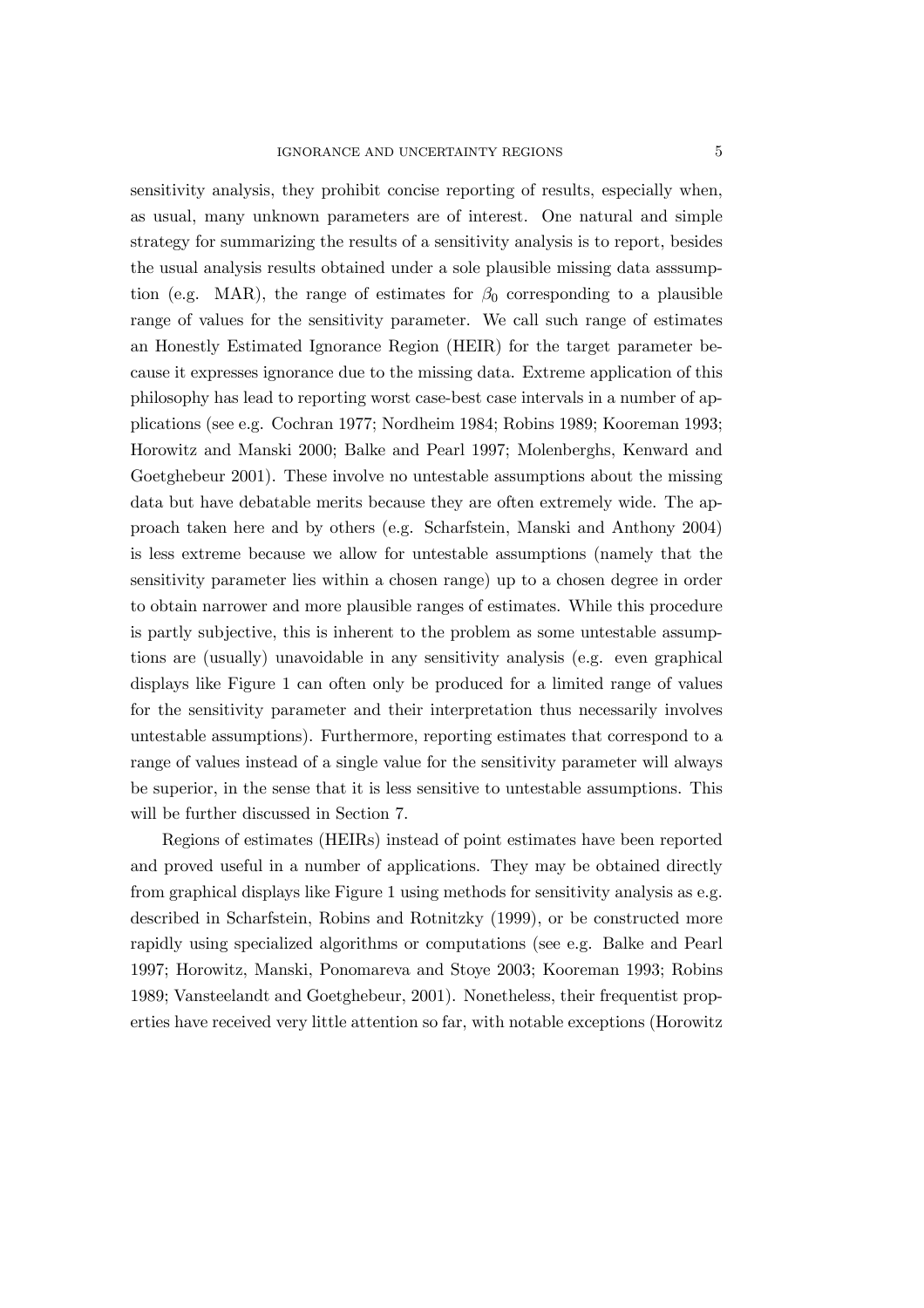sensitivity analysis, they prohibit concise reporting of results, especially when, as usual, many unknown parameters are of interest. One natural and simple strategy for summarizing the results of a sensitivity analysis is to report, besides the usual analysis results obtained under a sole plausible missing data asssumption (e.g. MAR), the range of estimates for $\beta_0$ corresponding to a plausible range of values for the sensitivity parameter. We call such range of estimates an Honestly Estimated Ignorance Region (HEIR) for the target parameter because it expresses ignorance due to the missing data. Extreme application of this philosophy has lead to reporting worst case-best case intervals in a number of applications (see e.g. Cochran 1977; Nordheim 1984; Robins 1989; Kooreman 1993; Horowitz and Manski 2000; Balke and Pearl 1997; Molenberghs, Kenward and Goetghebeur 2001). These involve no untestable assumptions about the missing data but have debatable merits because they are often extremely wide. The approach taken here and by others (e.g. Scharfstein, Manski and Anthony 2004) is less extreme because we allow for untestable assumptions (namely that the sensitivity parameter lies within a chosen range) up to a chosen degree in order to obtain narrower and more plausible ranges of estimates. While this procedure is partly subjective, this is inherent to the problem as some untestable assumptions are (usually) unavoidable in any sensitivity analysis (e.g. even graphical displays like Figure 1 can often only be produced for a limited range of values for the sensitivity parameter and their interpretation thus necessarily involves untestable assumptions). Furthermore, reporting estimates that correspond to a range of values instead of a single value for the sensitivity parameter will always be superior, in the sense that it is less sensitive to untestable assumptions. This will be further discussed in Section 7.

Regions of estimates (HEIRs) instead of point estimates have been reported and proved useful in a number of applications. They may be obtained directly from graphical displays like Figure 1 using methods for sensitivity analysis as e.g. described in Scharfstein, Robins and Rotnitzky (1999), or be constructed more rapidly using specialized algorithms or computations (see e.g. Balke and Pearl 1997; Horowitz, Manski, Ponomareva and Stoye 2003; Kooreman 1993; Robins 1989; Vansteelandt and Goetghebeur, 2001). Nonetheless, their frequentist properties have received very little attention so far, with notable exceptions (Horowitz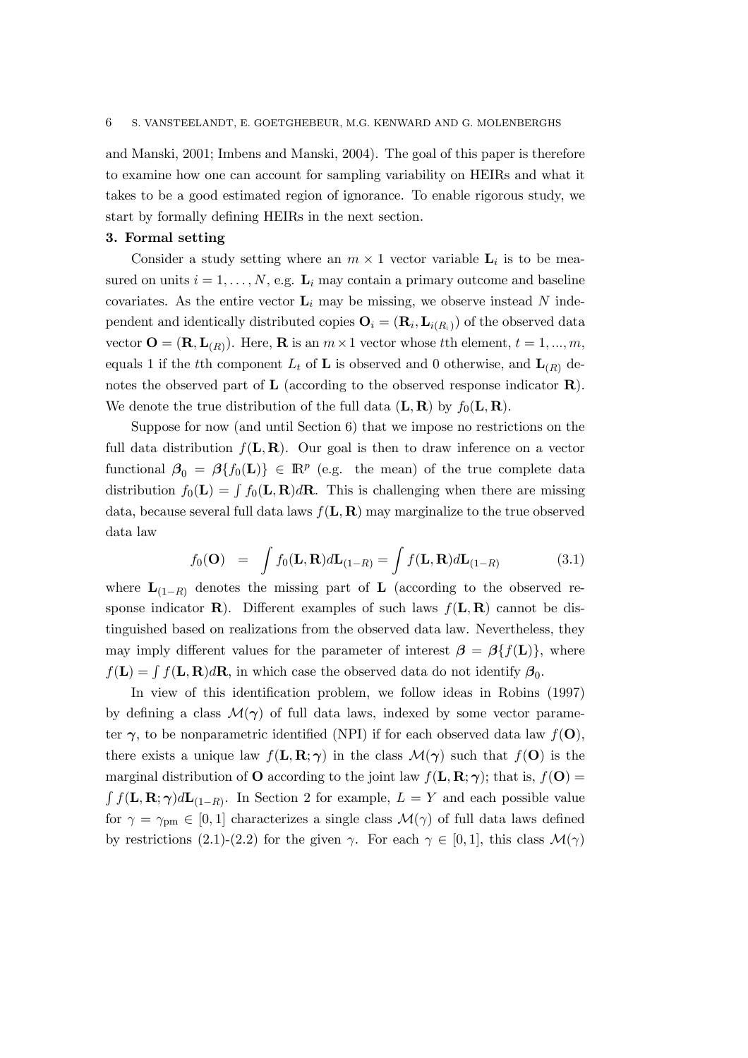and Manski, 2001; Imbens and Manski, 2004). The goal of this paper is therefore to examine how one can account for sampling variability on HEIRs and what it takes to be a good estimated region of ignorance. To enable rigorous study, we start by formally defining HEIRs in the next section.

### 3. Formal setting

Consider a study setting where an $m \times 1$ vector variable $\mathbf{L}_i$ is to be measured on units $i = 1, \ldots, N$, e.g. $\mathbf{L}_i$ may contain a primary outcome and baseline covariates. As the entire vector $\mathbf{L}_i$ may be missing, we observe instead $N$ independent and identically distributed copies $\mathbf{O}_i = (\mathbf{R}_i, \mathbf{L}_{i(R_i)})$ of the observed data vector $\mathbf{O} = (\mathbf{R}, \mathbf{L}_{(R)})$. Here, $\mathbf{R}$ is an $m \times 1$ vector whose $t$th element, $t = 1, ..., m$, equals 1 if the $t$th component $L_t$ of $\mathbf{L}$ is observed and 0 otherwise, and $\mathbf{L}_{(R)}$ denotes the observed part of $\mathbf{L}$ (according to the observed response indicator $\mathbf{R}$). We denote the true distribution of the full data $(\mathbf{L}, \mathbf{R})$ by $f_0(\mathbf{L}, \mathbf{R})$.

Suppose for now (and until Section 6) that we impose no restrictions on the full data distribution $f(\mathbf{L}, \mathbf{R})$. Our goal is then to draw inference on a vector functional $\boldsymbol{\beta}_0 = \boldsymbol{\beta}\{f_0(\mathbf{L})\} \in \mathbb{R}^p$ (e.g. the mean) of the true complete data distribution $f_0(\mathbf{L}) = \int f_0(\mathbf{L}, \mathbf{R}) d\mathbf{R}$. This is challenging when there are missing data, because several full data laws $f(\mathbf{L}, \mathbf{R})$ may marginalize to the true observed data law

$$f_0(\mathbf{O}) \quad = \quad \int f_0(\mathbf{L}, \mathbf{R}) d\mathbf{L}_{(1-R)} = \int f(\mathbf{L}, \mathbf{R}) d\mathbf{L}_{(1-R)} \tag{3.1}$$

where $\mathbf{L}_{(1-R)}$ denotes the missing part of $\mathbf{L}$ (according to the observed response indicator $\mathbf{R}$). Different examples of such laws $f(\mathbf{L}, \mathbf{R})$ cannot be distinguished based on realizations from the observed data law. Nevertheless, they may imply different values for the parameter of interest $\boldsymbol{\beta} = \boldsymbol{\beta}\{f(\mathbf{L})\}$, where $f(\mathbf{L}) = \int f(\mathbf{L}, \mathbf{R}) d\mathbf{R}$, in which case the observed data do not identify $\boldsymbol{\beta}_0$.

In view of this identification problem, we follow ideas in Robins (1997) by defining a class $\mathcal{M}(\boldsymbol{\gamma})$ of full data laws, indexed by some vector parameter $\boldsymbol{\gamma}$, to be nonparametric identified (NPI) if for each observed data law $f(\mathbf{O})$, there exists a unique law $f(\mathbf{L}, \mathbf{R}; \boldsymbol{\gamma})$ in the class $\mathcal{M}(\boldsymbol{\gamma})$ such that $f(\mathbf{O})$ is the marginal distribution of $\mathbf{O}$ according to the joint law $f(\mathbf{L}, \mathbf{R}; \boldsymbol{\gamma})$; that is, $f(\mathbf{O}) = \int f(\mathbf{L}, \mathbf{R}; \boldsymbol{\gamma}) d\mathbf{L}_{(1-R)}$. In Section 2 for example, $L = Y$ and each possible value for $\gamma = \gamma_{\text{pm}} \in [0, 1]$ characterizes a single class $\mathcal{M}(\gamma)$ of full data laws defined by restrictions (2.1)-(2.2) for the given $\gamma$. For each $\gamma \in [0, 1]$, this class $\mathcal{M}(\gamma)$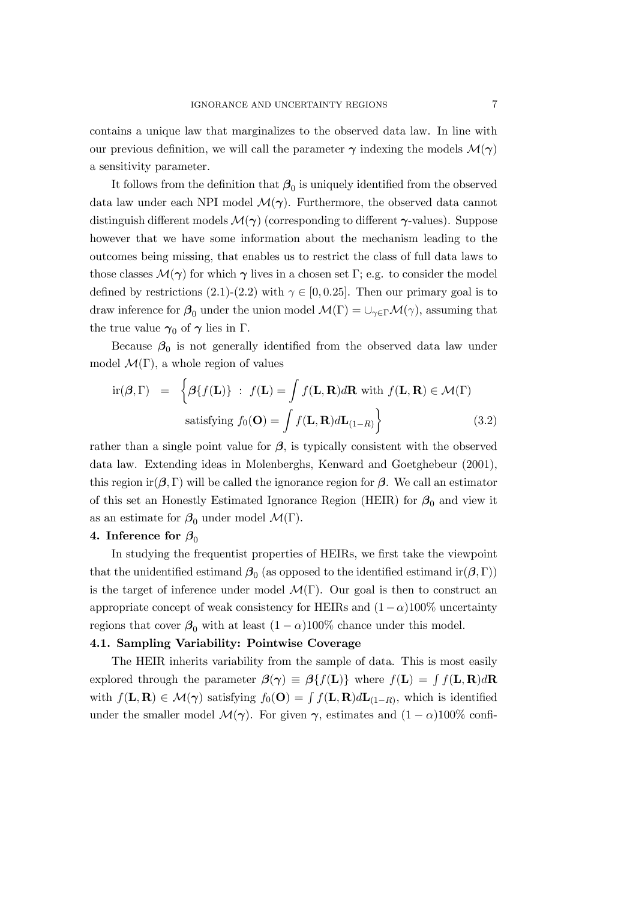contains a unique law that marginalizes to the observed data law. In line with our previous definition, we will call the parameter $\boldsymbol{\gamma}$ indexing the models $\mathcal{M}(\boldsymbol{\gamma})$ a sensitivity parameter.

It follows from the definition that $\boldsymbol{\beta}_0$ is uniquely identified from the observed data law under each NPI model $\mathcal{M}(\boldsymbol{\gamma})$. Furthermore, the observed data cannot distinguish different models $\mathcal{M}(\boldsymbol{\gamma})$ (corresponding to different $\boldsymbol{\gamma}$-values). Suppose however that we have some information about the mechanism leading to the outcomes being missing, that enables us to restrict the class of full data laws to those classes $\mathcal{M}(\boldsymbol{\gamma})$ for which $\boldsymbol{\gamma}$ lives in a chosen set $\Gamma$; e.g. to consider the model defined by restrictions (2.1)-(2.2) with $\gamma \in [0, 0.25]$. Then our primary goal is to draw inference for $\boldsymbol{\beta}_0$ under the union model $\mathcal{M}(\Gamma) = \cup_{\gamma \in \Gamma} \mathcal{M}(\gamma)$, assuming that the true value $\boldsymbol{\gamma}_0$ of $\boldsymbol{\gamma}$ lies in $\Gamma$.

Because $\boldsymbol{\beta}_0$ is not generally identified from the observed data law under model $\mathcal{M}(\Gamma)$, a whole region of values

$$
\begin{aligned}
\mathrm{ir}(\boldsymbol{\beta}, \Gamma) \; = \; \Big\{ & \boldsymbol{\beta}\{f(\mathbf{L})\} \; : \; f(\mathbf{L}) = \int f(\mathbf{L}, \mathbf{R}) d\mathbf{R} \text{ with } f(\mathbf{L}, \mathbf{R}) \in \mathcal{M}(\Gamma) \\
& \text{satisfying } f_0(\mathbf{O}) = \int f(\mathbf{L}, \mathbf{R}) d\mathbf{L}_{(1-R)} \Big\}
\end{aligned} \tag{3.2}
$$

rather than a single point value for $\boldsymbol{\beta}$, is typically consistent with the observed data law. Extending ideas in Molenberghs, Kenward and Goetghebeur (2001), this region $\mathrm{ir}(\boldsymbol{\beta}, \Gamma)$ will be called the ignorance region for $\boldsymbol{\beta}$. We call an estimator of this set an Honestly Estimated Ignorance Region (HEIR) for $\boldsymbol{\beta}_0$ and view it as an estimate for $\boldsymbol{\beta}_0$ under model $\mathcal{M}(\Gamma)$.

## 4. Inference for $\boldsymbol{\beta}_0$

In studying the frequentist properties of HEIRs, we first take the viewpoint that the unidentified estimand $\boldsymbol{\beta}_0$ (as opposed to the identified estimand $\mathrm{ir}(\boldsymbol{\beta}, \Gamma)$) is the target of inference under model $\mathcal{M}(\Gamma)$. Our goal is then to construct an appropriate concept of weak consistency for HEIRs and $(1-\alpha)100\%$ uncertainty regions that cover $\boldsymbol{\beta}_0$ with at least $(1-\alpha)100\%$ chance under this model.

### 4.1. Sampling Variability: Pointwise Coverage

The HEIR inherits variability from the sample of data. This is most easily explored through the parameter $\boldsymbol{\beta}(\boldsymbol{\gamma}) \equiv \boldsymbol{\beta}\{f(\mathbf{L})\}$ where $f(\mathbf{L}) = \int f(\mathbf{L}, \mathbf{R}) d\mathbf{R}$ with $f(\mathbf{L}, \mathbf{R}) \in \mathcal{M}(\boldsymbol{\gamma})$ satisfying $f_0(\mathbf{O}) = \int f(\mathbf{L}, \mathbf{R}) d\mathbf{L}_{(1-R)}$, which is identified under the smaller model $\mathcal{M}(\boldsymbol{\gamma})$. For given $\boldsymbol{\gamma}$, estimates and $(1-\alpha)100\%$ confi-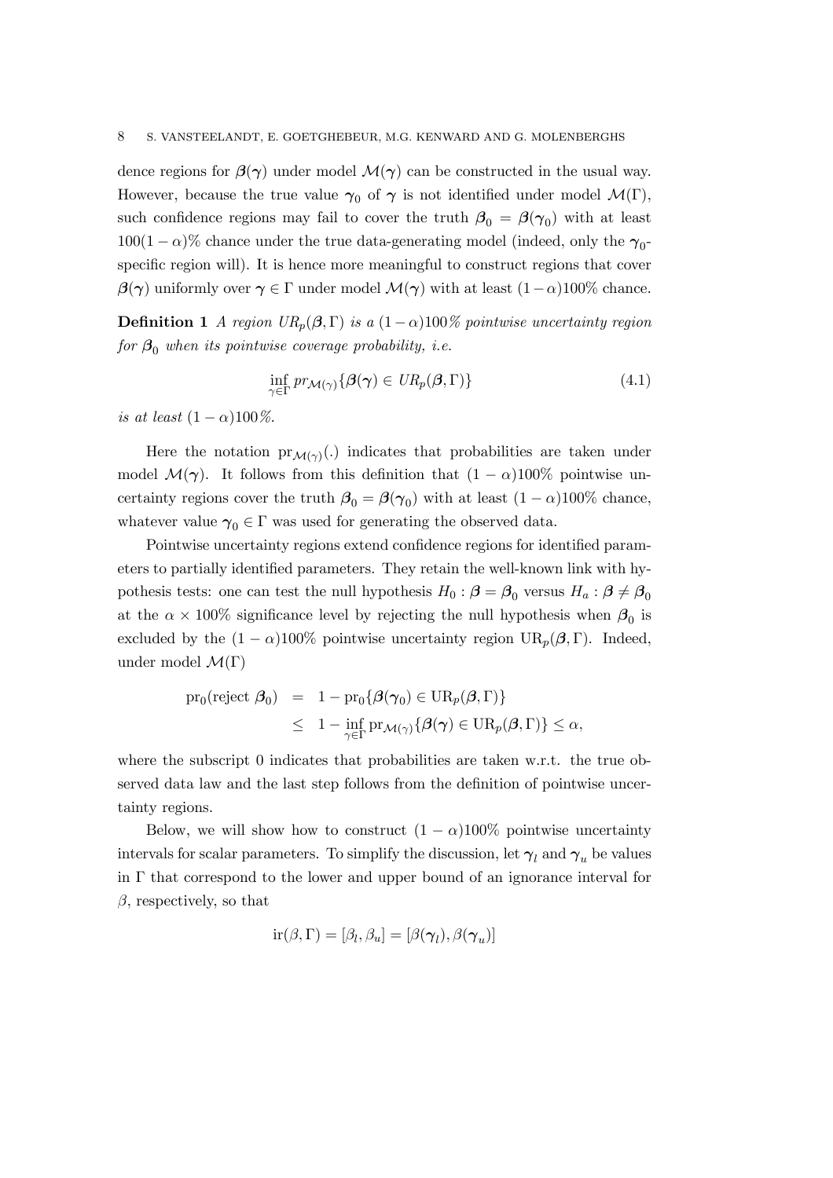dence regions for $\boldsymbol{\beta}(\boldsymbol{\gamma})$ under model $\mathcal{M}(\boldsymbol{\gamma})$ can be constructed in the usual way. However, because the true value $\boldsymbol{\gamma}_0$ of $\boldsymbol{\gamma}$ is not identified under model $\mathcal{M}(\Gamma)$, such confidence regions may fail to cover the truth $\boldsymbol{\beta}_0 = \boldsymbol{\beta}(\boldsymbol{\gamma}_0)$ with at least $100(1-\alpha)\%$ chance under the true data-generating model (indeed, only the $\boldsymbol{\gamma}_0$-specific region will). It is hence more meaningful to construct regions that cover $\boldsymbol{\beta}(\boldsymbol{\gamma})$ uniformly over $\boldsymbol{\gamma} \in \Gamma$ under model $\mathcal{M}(\boldsymbol{\gamma})$ with at least $(1-\alpha)100\%$ chance.

**Definition 1** *A region $UR_p(\boldsymbol{\beta}, \Gamma)$ is a $(1-\alpha)100\%$ pointwise uncertainty region for $\boldsymbol{\beta}_0$ when its pointwise coverage probability, i.e.*

$$\inf_{\gamma \in \Gamma} pr_{\mathcal{M}(\gamma)}\{\boldsymbol{\beta}(\boldsymbol{\gamma}) \in UR_p(\boldsymbol{\beta}, \Gamma)\} \tag{4.1}$$

*is at least $(1-\alpha)100\%$.*

Here the notation $\mathrm{pr}_{\mathcal{M}(\gamma)}(.)$ indicates that probabilities are taken under model $\mathcal{M}(\boldsymbol{\gamma})$. It follows from this definition that $(1-\alpha)100\%$ pointwise uncertainty regions cover the truth $\boldsymbol{\beta}_0 = \boldsymbol{\beta}(\boldsymbol{\gamma}_0)$ with at least $(1-\alpha)100\%$ chance, whatever value $\boldsymbol{\gamma}_0 \in \Gamma$ was used for generating the observed data.

Pointwise uncertainty regions extend confidence regions for identified parameters to partially identified parameters. They retain the well-known link with hypothesis tests: one can test the null hypothesis $H_0 : \boldsymbol{\beta} = \boldsymbol{\beta}_0$ versus $H_a : \boldsymbol{\beta} \neq \boldsymbol{\beta}_0$ at the $\alpha \times 100\%$ significance level by rejecting the null hypothesis when $\boldsymbol{\beta}_0$ is excluded by the $(1-\alpha)100\%$ pointwise uncertainty region $\mathrm{UR}_p(\boldsymbol{\beta}, \Gamma)$. Indeed, under model $\mathcal{M}(\Gamma)$

$$\begin{aligned}
\mathrm{pr}_0(\text{reject } \boldsymbol{\beta}_0) &= 1 - \mathrm{pr}_0\{\boldsymbol{\beta}(\boldsymbol{\gamma}_0) \in \mathrm{UR}_p(\boldsymbol{\beta}, \Gamma)\} \\
&\leq 1 - \inf_{\gamma \in \Gamma} \mathrm{pr}_{\mathcal{M}(\gamma)}\{\boldsymbol{\beta}(\boldsymbol{\gamma}) \in \mathrm{UR}_p(\boldsymbol{\beta}, \Gamma)\} \leq \alpha,
\end{aligned}$$

where the subscript 0 indicates that probabilities are taken w.r.t. the true observed data law and the last step follows from the definition of pointwise uncertainty regions.

Below, we will show how to construct $(1-\alpha)100\%$ pointwise uncertainty intervals for scalar parameters. To simplify the discussion, let $\boldsymbol{\gamma}_l$ and $\boldsymbol{\gamma}_u$ be values in $\Gamma$ that correspond to the lower and upper bound of an ignorance interval for $\beta$, respectively, so that

$$\mathrm{ir}(\beta, \Gamma) = [\beta_l, \beta_u] = [\beta(\boldsymbol{\gamma}_l), \beta(\boldsymbol{\gamma}_u)]$$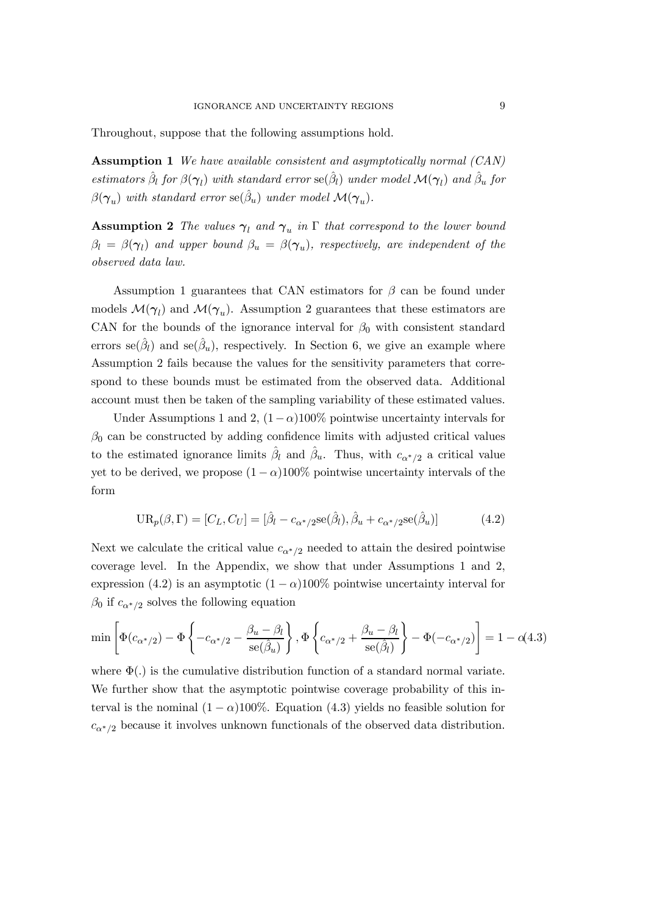Throughout, suppose that the following assumptions hold.

**Assumption 1** *We have available consistent and asymptotically normal (CAN) estimators $\hat{\beta}_l$ for $\beta(\boldsymbol{\gamma}_l)$ with standard error $\mathrm{se}(\hat{\beta}_l)$ under model $\mathcal{M}(\boldsymbol{\gamma}_l)$ and $\hat{\beta}_u$ for $\beta(\boldsymbol{\gamma}_u)$ with standard error $\mathrm{se}(\hat{\beta}_u)$ under model $\mathcal{M}(\boldsymbol{\gamma}_u)$.*

**Assumption 2** *The values $\boldsymbol{\gamma}_l$ and $\boldsymbol{\gamma}_u$ in $\Gamma$ that correspond to the lower bound $\beta_l = \beta(\boldsymbol{\gamma}_l)$ and upper bound $\beta_u = \beta(\boldsymbol{\gamma}_u)$, respectively, are independent of the observed data law.*

Assumption 1 guarantees that CAN estimators for $\beta$ can be found under models $\mathcal{M}(\boldsymbol{\gamma}_l)$ and $\mathcal{M}(\boldsymbol{\gamma}_u)$. Assumption 2 guarantees that these estimators are CAN for the bounds of the ignorance interval for $\beta_0$ with consistent standard errors $\mathrm{se}(\hat{\beta}_l)$ and $\mathrm{se}(\hat{\beta}_u)$, respectively. In Section 6, we give an example where Assumption 2 fails because the values for the sensitivity parameters that correspond to these bounds must be estimated from the observed data. Additional account must then be taken of the sampling variability of these estimated values.

Under Assumptions 1 and 2, $(1-\alpha)100\%$ pointwise uncertainty intervals for $\beta_0$ can be constructed by adding confidence limits with adjusted critical values to the estimated ignorance limits $\hat{\beta}_l$ and $\hat{\beta}_u$. Thus, with $c_{\alpha^*/2}$ a critical value yet to be derived, we propose $(1-\alpha)100\%$ pointwise uncertainty intervals of the form

$$\mathrm{UR}_p(\beta, \Gamma) = [C_L, C_U] = [\hat{\beta}_l - c_{\alpha^*/2}\mathrm{se}(\hat{\beta}_l), \hat{\beta}_u + c_{\alpha^*/2}\mathrm{se}(\hat{\beta}_u)] \tag{4.2}$$

Next we calculate the critical value $c_{\alpha^*/2}$ needed to attain the desired pointwise coverage level. In the Appendix, we show that under Assumptions 1 and 2, expression (4.2) is an asymptotic $(1-\alpha)100\%$ pointwise uncertainty interval for $\beta_0$ if $c_{\alpha^*/2}$ solves the following equation

$$\min\left[\Phi(c_{\alpha^*/2}) - \Phi\left\{-c_{\alpha^*/2} - \frac{\beta_u - \beta_l}{\mathrm{se}(\hat{\beta}_u)}\right\}, \Phi\left\{c_{\alpha^*/2} + \frac{\beta_u - \beta_l}{\mathrm{se}(\hat{\beta}_l)}\right\} - \Phi(-c_{\alpha^*/2})\right] = 1 - \alpha \tag{4.3}$$

where $\Phi(.)$ is the cumulative distribution function of a standard normal variate. We further show that the asymptotic pointwise coverage probability of this interval is the nominal $(1-\alpha)100\%$. Equation (4.3) yields no feasible solution for $c_{\alpha^*/2}$ because it involves unknown functionals of the observed data distribution.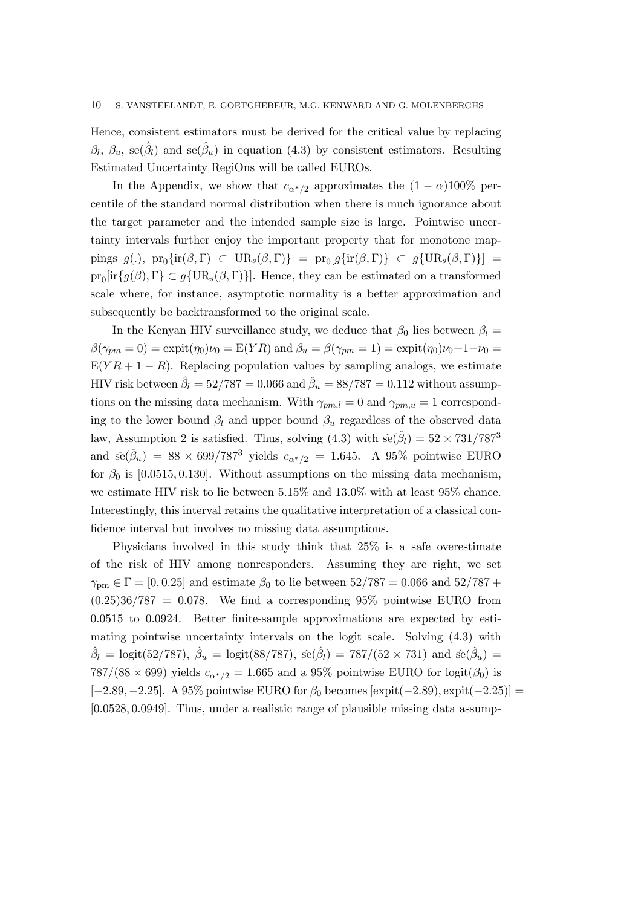Hence, consistent estimators must be derived for the critical value by replacing $\beta_l$, $\beta_u$, $\text{se}(\hat{\beta}_l)$ and $\text{se}(\hat{\beta}_u)$ in equation (4.3) by consistent estimators. Resulting Estimated Uncertainty RegiOns will be called EUROs.

In the Appendix, we show that $c_{\alpha^*/2}$ approximates the $(1-\alpha)100\%$ percentile of the standard normal distribution when there is much ignorance about the target parameter and the intended sample size is large. Pointwise uncertainty intervals further enjoy the important property that for monotone mappings $g(.)$, $\text{pr}_0\{\text{ir}(\beta,\Gamma) \subset \text{UR}_s(\beta,\Gamma)\} = \text{pr}_0[g\{\text{ir}(\beta,\Gamma)\} \subset g\{\text{UR}_s(\beta,\Gamma)\}] = \text{pr}_0[\text{ir}\{g(\beta),\Gamma\} \subset g\{\text{UR}_s(\beta,\Gamma)\}]$. Hence, they can be estimated on a transformed scale where, for instance, asymptotic normality is a better approximation and subsequently be backtransformed to the original scale.

In the Kenyan HIV surveillance study, we deduce that $\beta_0$ lies between $\beta_l = \beta(\gamma_{pm}=0) = \text{expit}(\eta_0)\nu_0 = \text{E}(YR)$ and $\beta_u = \beta(\gamma_{pm}=1) = \text{expit}(\eta_0)\nu_0 + 1 - \nu_0 = \text{E}(YR + 1 - R)$. Replacing population values by sampling analogs, we estimate HIV risk between $\hat{\beta}_l = 52/787 = 0.066$ and $\hat{\beta}_u = 88/787 = 0.112$ without assumptions on the missing data mechanism. With $\gamma_{pm,l} = 0$ and $\gamma_{pm,u} = 1$ corresponding to the lower bound $\beta_l$ and upper bound $\beta_u$ regardless of the observed data law, Assumption 2 is satisfied. Thus, solving (4.3) with $\hat{\text{se}}(\hat{\beta}_l) = 52 \times 731/787^3$ and $\hat{\text{se}}(\hat{\beta}_u) = 88 \times 699/787^3$ yields $c_{\alpha^*/2} = 1.645$. A 95% pointwise EURO for $\beta_0$ is $[0.0515, 0.130]$. Without assumptions on the missing data mechanism, we estimate HIV risk to lie between 5.15% and 13.0% with at least 95% chance. Interestingly, this interval retains the qualitative interpretation of a classical confidence interval but involves no missing data assumptions.

Physicians involved in this study think that 25% is a safe overestimate of the risk of HIV among nonresponders. Assuming they are right, we set $\gamma_{\text{pm}} \in \Gamma = [0, 0.25]$ and estimate $\beta_0$ to lie between $52/787 = 0.066$ and $52/787 + (0.25)36/787 = 0.078$. We find a corresponding 95% pointwise EURO from 0.0515 to 0.0924. Better finite-sample approximations are expected by estimating pointwise uncertainty intervals on the logit scale. Solving (4.3) with $\hat{\beta}_l = \text{logit}(52/787)$, $\hat{\beta}_u = \text{logit}(88/787)$, $\hat{\text{se}}(\hat{\beta}_l) = 787/(52 \times 731)$ and $\hat{\text{se}}(\hat{\beta}_u) = 787/(88 \times 699)$ yields $c_{\alpha^*/2} = 1.665$ and a 95% pointwise EURO for $\text{logit}(\beta_0)$ is $[-2.89, -2.25]$. A 95% pointwise EURO for $\beta_0$ becomes $[\text{expit}(-2.89), \text{expit}(-2.25)] = [0.0528, 0.0949]$. Thus, under a realistic range of plausible missing data assump-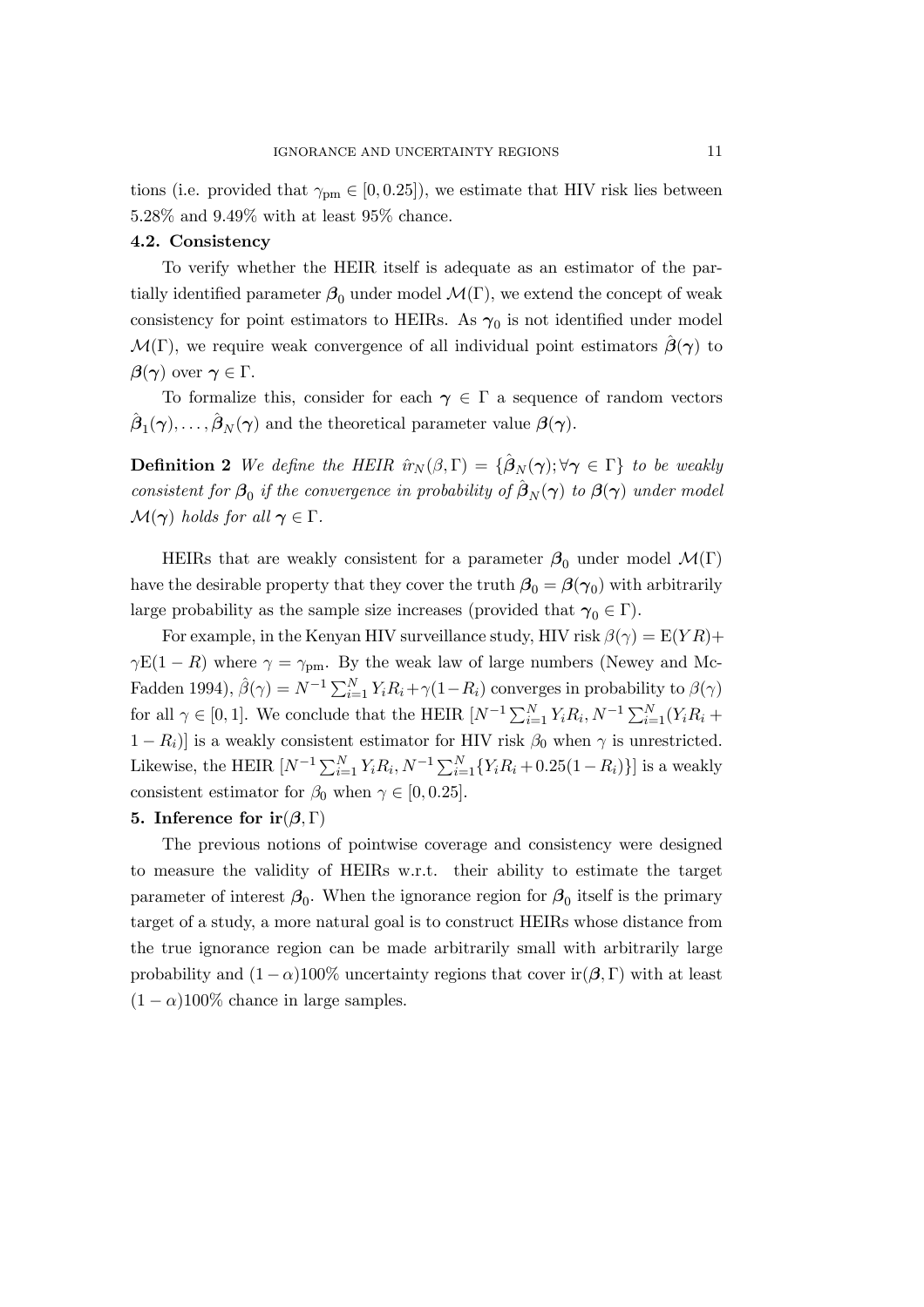tions (i.e. provided that $\gamma_{\rm pm} \in [0, 0.25]$), we estimate that HIV risk lies between 5.28% and 9.49% with at least 95% chance.

### 4.2. Consistency

To verify whether the HEIR itself is adequate as an estimator of the partially identified parameter $\boldsymbol{\beta}_0$ under model $\mathcal{M}(\Gamma)$, we extend the concept of weak consistency for point estimators to HEIRs. As $\boldsymbol{\gamma}_0$ is not identified under model $\mathcal{M}(\Gamma)$, we require weak convergence of all individual point estimators $\hat{\boldsymbol{\beta}}(\boldsymbol{\gamma})$ to $\boldsymbol{\beta}(\boldsymbol{\gamma})$ over $\boldsymbol{\gamma} \in \Gamma$.

To formalize this, consider for each $\boldsymbol{\gamma} \in \Gamma$ a sequence of random vectors $\hat{\boldsymbol{\beta}}_1(\boldsymbol{\gamma}), \ldots, \hat{\boldsymbol{\beta}}_N(\boldsymbol{\gamma})$ and the theoretical parameter value $\boldsymbol{\beta}(\boldsymbol{\gamma})$.

**Definition 2** *We define the HEIR $\hat{ir}_N(\beta, \Gamma) = \{\hat{\boldsymbol{\beta}}_N(\boldsymbol{\gamma}); \forall \boldsymbol{\gamma} \in \Gamma\}$ to be weakly consistent for $\boldsymbol{\beta}_0$ if the convergence in probability of $\hat{\boldsymbol{\beta}}_N(\boldsymbol{\gamma})$ to $\boldsymbol{\beta}(\boldsymbol{\gamma})$ under model $\mathcal{M}(\boldsymbol{\gamma})$ holds for all $\boldsymbol{\gamma} \in \Gamma$.*

HEIRs that are weakly consistent for a parameter $\boldsymbol{\beta}_0$ under model $\mathcal{M}(\Gamma)$ have the desirable property that they cover the truth $\boldsymbol{\beta}_0 = \boldsymbol{\beta}(\boldsymbol{\gamma}_0)$ with arbitrarily large probability as the sample size increases (provided that $\boldsymbol{\gamma}_0 \in \Gamma$).

For example, in the Kenyan HIV surveillance study, HIV risk $\beta(\gamma) = \mathrm{E}(YR) + \gamma \mathrm{E}(1 - R)$ where $\gamma = \gamma_{\rm pm}$. By the weak law of large numbers (Newey and McFadden 1994), $\hat{\beta}(\gamma) = N^{-1} \sum_{i=1}^{N} Y_i R_i + \gamma(1 - R_i)$ converges in probability to $\beta(\gamma)$ for all $\gamma \in [0, 1]$. We conclude that the HEIR $[N^{-1} \sum_{i=1}^{N} Y_i R_i, N^{-1} \sum_{i=1}^{N} (Y_i R_i + 1 - R_i)]$ is a weakly consistent estimator for HIV risk $\beta_0$ when $\gamma$ is unrestricted. Likewise, the HEIR $[N^{-1} \sum_{i=1}^{N} Y_i R_i, N^{-1} \sum_{i=1}^{N} \{Y_i R_i + 0.25(1 - R_i)\}]$ is a weakly consistent estimator for $\beta_0$ when $\gamma \in [0, 0.25]$.

## 5. Inference for $\mathrm{ir}(\boldsymbol{\beta}, \Gamma)$

The previous notions of pointwise coverage and consistency were designed to measure the validity of HEIRs w.r.t. their ability to estimate the target parameter of interest $\boldsymbol{\beta}_0$. When the ignorance region for $\boldsymbol{\beta}_0$ itself is the primary target of a study, a more natural goal is to construct HEIRs whose distance from the true ignorance region can be made arbitrarily small with arbitrarily large probability and $(1 - \alpha)100\%$ uncertainty regions that cover $\mathrm{ir}(\boldsymbol{\beta}, \Gamma)$ with at least $(1 - \alpha)100\%$ chance in large samples.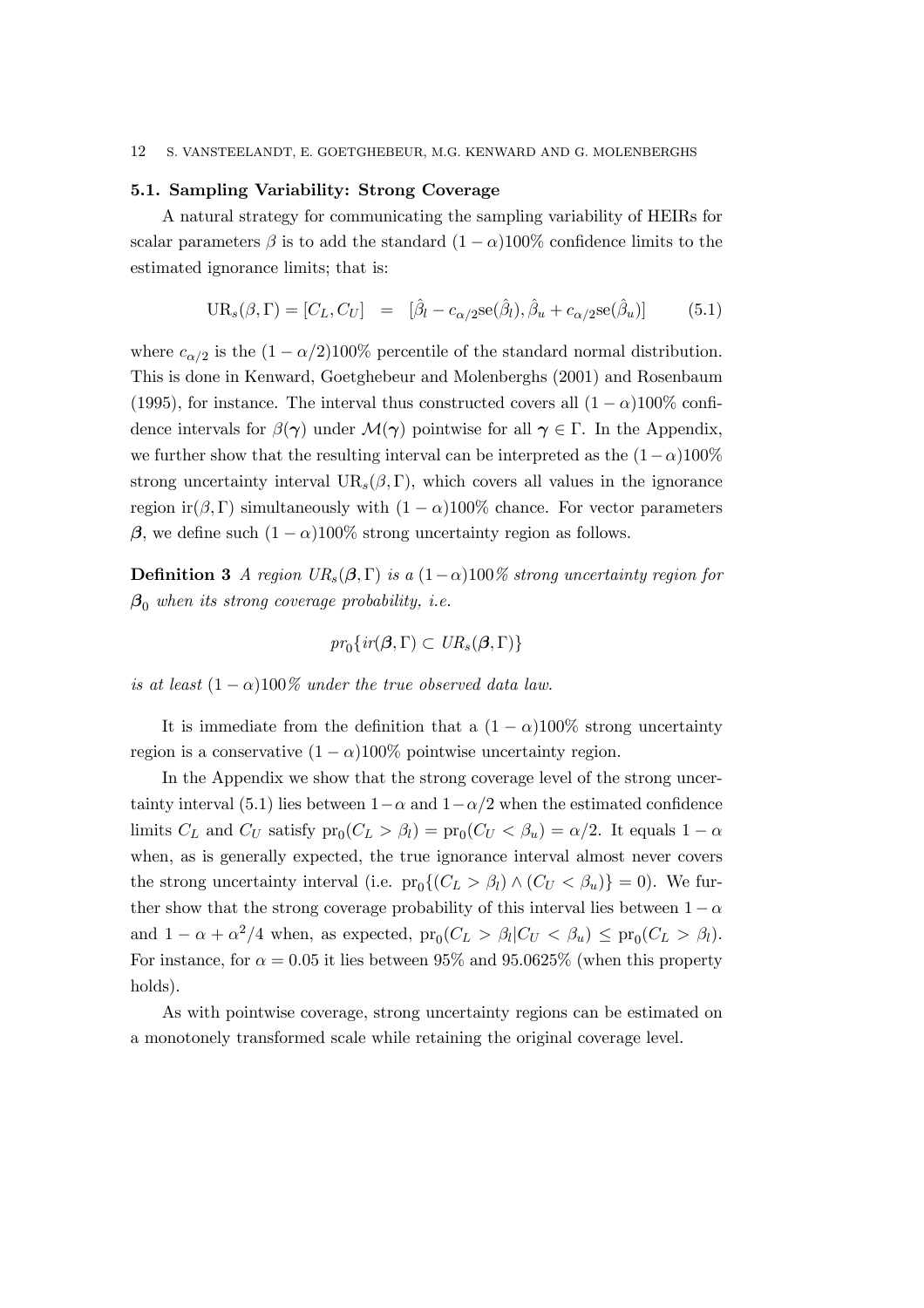### 5.1. Sampling Variability: Strong Coverage

A natural strategy for communicating the sampling variability of HEIRs for scalar parameters $\beta$ is to add the standard $(1-\alpha)100\%$ confidence limits to the estimated ignorance limits; that is:

$$\text{UR}_s(\beta, \Gamma) = [C_L, C_U] \quad = \quad [\hat{\beta}_l - c_{\alpha/2}\text{se}(\hat{\beta}_l), \hat{\beta}_u + c_{\alpha/2}\text{se}(\hat{\beta}_u)] \tag{5.1}$$

where $c_{\alpha/2}$ is the $(1-\alpha/2)100\%$ percentile of the standard normal distribution. This is done in Kenward, Goetghebeur and Molenberghs (2001) and Rosenbaum (1995), for instance. The interval thus constructed covers all $(1-\alpha)100\%$ confidence intervals for $\beta(\boldsymbol{\gamma})$ under $\mathcal{M}(\boldsymbol{\gamma})$ pointwise for all $\boldsymbol{\gamma} \in \Gamma$. In the Appendix, we further show that the resulting interval can be interpreted as the $(1-\alpha)100\%$ strong uncertainty interval $\text{UR}_s(\beta, \Gamma)$, which covers all values in the ignorance region $\text{ir}(\beta, \Gamma)$ simultaneously with $(1-\alpha)100\%$ chance. For vector parameters $\boldsymbol{\beta}$, we define such $(1-\alpha)100\%$ strong uncertainty region as follows.

**Definition 3** *A region $UR_s(\boldsymbol{\beta}, \Gamma)$ is a $(1-\alpha)100\%$ strong uncertainty region for $\boldsymbol{\beta}_0$ when its strong coverage probability, i.e.*

$$pr_0\{ir(\boldsymbol{\beta}, \Gamma) \subset UR_s(\boldsymbol{\beta}, \Gamma)\}$$

*is at least $(1-\alpha)100\%$ under the true observed data law.*

It is immediate from the definition that a $(1-\alpha)100\%$ strong uncertainty region is a conservative $(1-\alpha)100\%$ pointwise uncertainty region.

In the Appendix we show that the strong coverage level of the strong uncertainty interval (5.1) lies between $1-\alpha$ and $1-\alpha/2$ when the estimated confidence limits $C_L$ and $C_U$ satisfy $\text{pr}_0(C_L > \beta_l) = \text{pr}_0(C_U < \beta_u) = \alpha/2$. It equals $1-\alpha$ when, as is generally expected, the true ignorance interval almost never covers the strong uncertainty interval (i.e. $\text{pr}_0\{(C_L > \beta_l) \wedge (C_U < \beta_u)\} = 0$). We further show that the strong coverage probability of this interval lies between $1-\alpha$ and $1-\alpha+\alpha^2/4$ when, as expected, $\text{pr}_0(C_L > \beta_l | C_U < \beta_u) \leq \text{pr}_0(C_L > \beta_l)$. For instance, for $\alpha = 0.05$ it lies between 95% and 95.0625% (when this property holds).

As with pointwise coverage, strong uncertainty regions can be estimated on a monotonely transformed scale while retaining the original coverage level.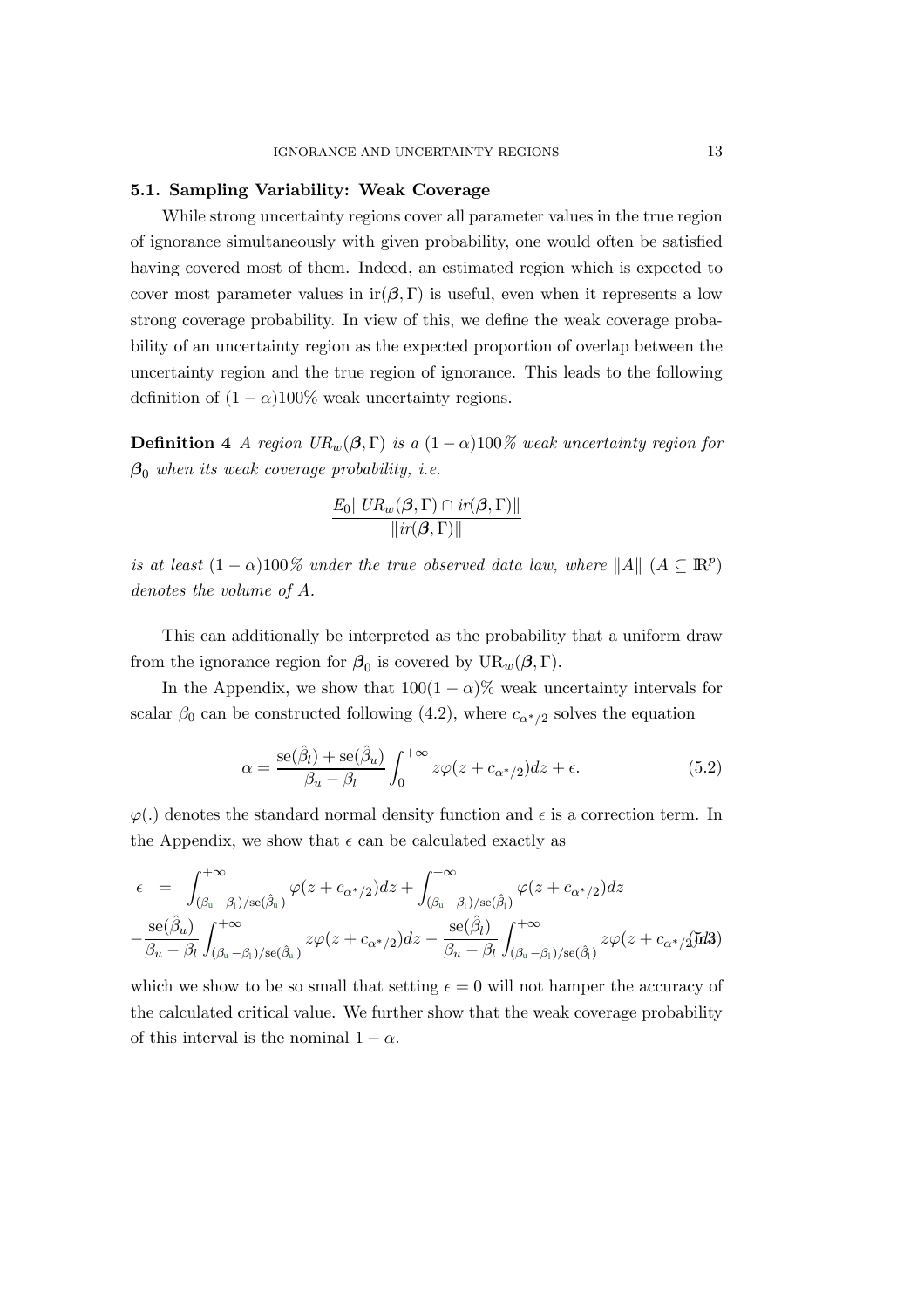### 5.1. Sampling Variability: Weak Coverage

While strong uncertainty regions cover all parameter values in the true region of ignorance simultaneously with given probability, one would often be satisfied having covered most of them. Indeed, an estimated region which is expected to cover most parameter values in $\mathrm{ir}(\boldsymbol{\beta}, \Gamma)$ is useful, even when it represents a low strong coverage probability. In view of this, we define the weak coverage probability of an uncertainty region as the expected proportion of overlap between the uncertainty region and the true region of ignorance. This leads to the following definition of $(1-\alpha)100\%$ weak uncertainty regions.

**Definition 4** *A region $UR_w(\boldsymbol{\beta}, \Gamma)$ is a $(1-\alpha)100\%$ weak uncertainty region for $\boldsymbol{\beta}_0$ when its weak coverage probability, i.e.*

$$\frac{E_0\| UR_w(\boldsymbol{\beta}, \Gamma) \cap ir(\boldsymbol{\beta}, \Gamma)\|}{\|ir(\boldsymbol{\beta}, \Gamma)\|}$$

*is at least $(1-\alpha)100\%$ under the true observed data law, where $\|A\|$ ($A \subseteq \mathbb{R}^p$) denotes the volume of $A$.*

This can additionally be interpreted as the probability that a uniform draw from the ignorance region for $\boldsymbol{\beta}_0$ is covered by $\mathrm{UR}_w(\boldsymbol{\beta}, \Gamma)$.

In the Appendix, we show that $100(1-\alpha)\%$ weak uncertainty intervals for scalar $\beta_0$ can be constructed following (4.2), where $c_{\alpha^*/2}$ solves the equation

$$\alpha = \frac{\mathrm{se}(\hat{\beta}_l) + \mathrm{se}(\hat{\beta}_u)}{\beta_u - \beta_l} \int_0^{+\infty} z\varphi(z + c_{\alpha^*/2})dz + \epsilon. \tag{5.2}$$

$\varphi(.)$ denotes the standard normal density function and $\epsilon$ is a correction term. In the Appendix, we show that $\epsilon$ can be calculated exactly as

$$\begin{aligned} \epsilon \;=\; & \int_{(\beta_u - \beta_l)/\mathrm{se}(\hat{\beta}_u)}^{+\infty} \varphi(z + c_{\alpha^*/2})dz + \int_{(\beta_u - \beta_l)/\mathrm{se}(\hat{\beta}_l)}^{+\infty} \varphi(z + c_{\alpha^*/2})dz \\ & - \frac{\mathrm{se}(\hat{\beta}_u)}{\beta_u - \beta_l} \int_{(\beta_u - \beta_l)/\mathrm{se}(\hat{\beta}_u)}^{+\infty} z\varphi(z + c_{\alpha^*/2})dz - \frac{\mathrm{se}(\hat{\beta}_l)}{\beta_u - \beta_l} \int_{(\beta_u - \beta_l)/\mathrm{se}(\hat{\beta}_l)}^{+\infty} z\varphi(z + c_{\alpha^*/2})dz \end{aligned} \tag{5.3}$$

which we show to be so small that setting $\epsilon = 0$ will not hamper the accuracy of the calculated critical value. We further show that the weak coverage probability of this interval is the nominal $1-\alpha$.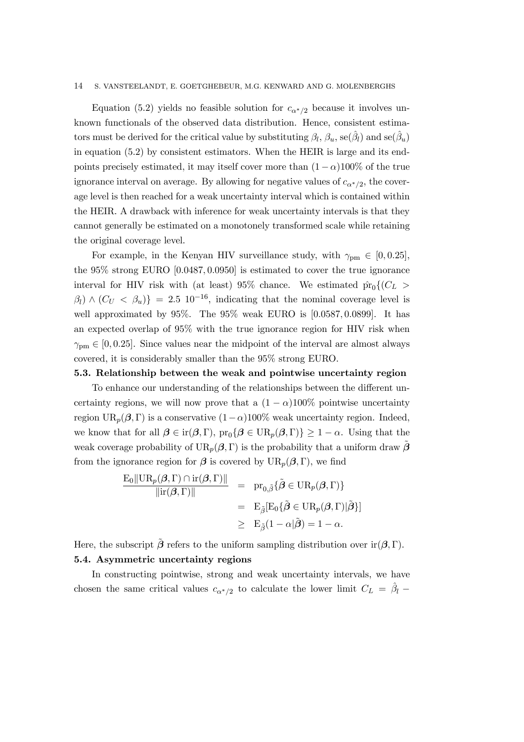Equation (5.2) yields no feasible solution for $c_{\alpha^*/2}$ because it involves unknown functionals of the observed data distribution. Hence, consistent estimators must be derived for the critical value by substituting $\beta_l$, $\beta_u$, $\text{se}(\hat{\beta}_l)$ and $\text{se}(\hat{\beta}_u)$ in equation (5.2) by consistent estimators. When the HEIR is large and its endpoints precisely estimated, it may itself cover more than $(1-\alpha)100\%$ of the true ignorance interval on average. By allowing for negative values of $c_{\alpha^*/2}$, the coverage level is then reached for a weak uncertainty interval which is contained within the HEIR. A drawback with inference for weak uncertainty intervals is that they cannot generally be estimated on a monotonely transformed scale while retaining the original coverage level.

For example, in the Kenyan HIV surveillance study, with $\gamma_{\text{pm}} \in [0, 0.25]$, the 95% strong EURO $[0.0487, 0.0950]$ is estimated to cover the true ignorance interval for HIV risk with (at least) 95% chance. We estimated $\hat{\text{pr}}_0\{(C_L > \beta_l) \wedge (C_U < \beta_u)\} = 2.5 \ 10^{-16}$, indicating that the nominal coverage level is well approximated by 95%. The 95% weak EURO is $[0.0587, 0.0899]$. It has an expected overlap of 95% with the true ignorance region for HIV risk when $\gamma_{\text{pm}} \in [0, 0.25]$. Since values near the midpoint of the interval are almost always covered, it is considerably smaller than the 95% strong EURO.

### 5.3. Relationship between the weak and pointwise uncertainty region

To enhance our understanding of the relationships between the different uncertainty regions, we will now prove that a $(1-\alpha)100\%$ pointwise uncertainty region $\text{UR}_p(\boldsymbol{\beta}, \Gamma)$ is a conservative $(1-\alpha)100\%$ weak uncertainty region. Indeed, we know that for all $\boldsymbol{\beta} \in \text{ir}(\boldsymbol{\beta}, \Gamma)$, $\text{pr}_0\{\boldsymbol{\beta} \in \text{UR}_p(\boldsymbol{\beta}, \Gamma)\} \geq 1 - \alpha$. Using that the weak coverage probability of $\text{UR}_p(\boldsymbol{\beta}, \Gamma)$ is the probability that a uniform draw $\tilde{\boldsymbol{\beta}}$ from the ignorance region for $\boldsymbol{\beta}$ is covered by $\text{UR}_p(\boldsymbol{\beta}, \Gamma)$, we find

$$
\begin{aligned}
\frac{\text{E}_0\|\text{UR}_p(\boldsymbol{\beta}, \Gamma) \cap \text{ir}(\boldsymbol{\beta}, \Gamma)\|}{\|\text{ir}(\boldsymbol{\beta}, \Gamma)\|} &= \text{pr}_{0,\tilde{\beta}}\{\tilde{\boldsymbol{\beta}} \in \text{UR}_p(\boldsymbol{\beta}, \Gamma)\} \\
&= \text{E}_{\tilde{\beta}}[\text{E}_0\{\tilde{\boldsymbol{\beta}} \in \text{UR}_p(\boldsymbol{\beta}, \Gamma)|\tilde{\boldsymbol{\beta}}\}] \\
&\geq \text{E}_{\tilde{\beta}}(1 - \alpha|\tilde{\boldsymbol{\beta}}) = 1 - \alpha.
\end{aligned}
$$

Here, the subscript $\tilde{\boldsymbol{\beta}}$ refers to the uniform sampling distribution over $\text{ir}(\boldsymbol{\beta}, \Gamma)$.

### 5.4. Asymmetric uncertainty regions

In constructing pointwise, strong and weak uncertainty intervals, we have chosen the same critical values $c_{\alpha^*/2}$ to calculate the lower limit $C_L = \hat{\beta}_l -$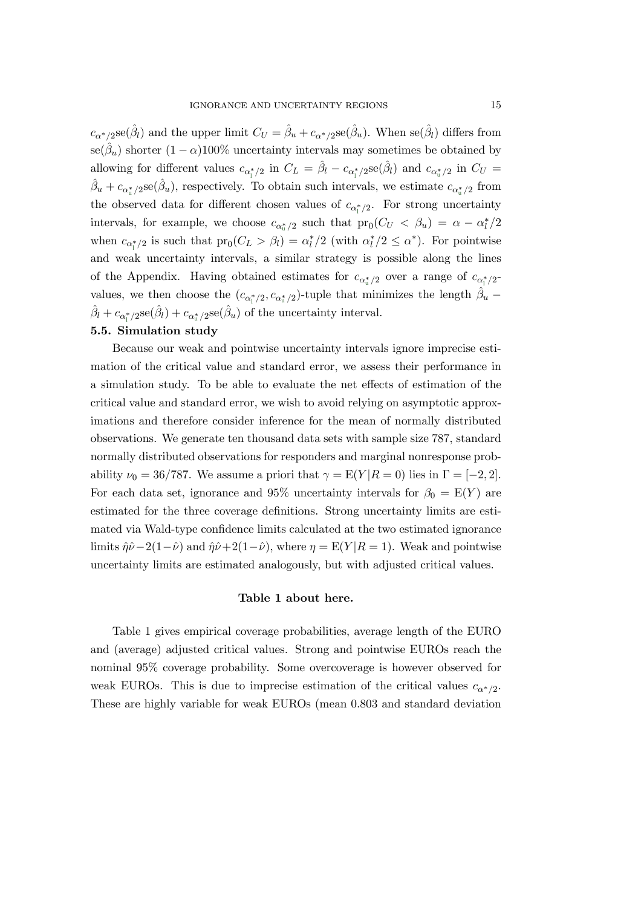$c_{\alpha^*/2}\text{se}(\hat{\beta}_l)$ and the upper limit $C_U = \hat{\beta}_u + c_{\alpha^*/2}\text{se}(\hat{\beta}_u)$. When $\text{se}(\hat{\beta}_l)$ differs from $\text{se}(\hat{\beta}_u)$ shorter $(1-\alpha)100\%$ uncertainty intervals may sometimes be obtained by allowing for different values $c_{\alpha_l^*/2}$ in $C_L = \hat{\beta}_l - c_{\alpha_l^*/2}\text{se}(\hat{\beta}_l)$ and $c_{\alpha_u^*/2}$ in $C_U = \hat{\beta}_u + c_{\alpha_u^*/2}\text{se}(\hat{\beta}_u)$, respectively. To obtain such intervals, we estimate $c_{\alpha_u^*/2}$ from the observed data for different chosen values of $c_{\alpha_l^*/2}$. For strong uncertainty intervals, for example, we choose $c_{\alpha_u^*/2}$ such that $\text{pr}_0(C_U < \beta_u) = \alpha - \alpha_l^*/2$ when $c_{\alpha_l^*/2}$ is such that $\text{pr}_0(C_L > \beta_l) = \alpha_l^*/2$ (with $\alpha_l^*/2 \leq \alpha^*$). For pointwise and weak uncertainty intervals, a similar strategy is possible along the lines of the Appendix. Having obtained estimates for $c_{\alpha_u^*/2}$ over a range of $c_{\alpha_l^*/2}$-values, we then choose the $(c_{\alpha_l^*/2}, c_{\alpha_u^*/2})$-tuple that minimizes the length $\hat{\beta}_u - \hat{\beta}_l + c_{\alpha_l^*/2}\text{se}(\hat{\beta}_l) + c_{\alpha_u^*/2}\text{se}(\hat{\beta}_u)$ of the uncertainty interval.

### 5.5. Simulation study

Because our weak and pointwise uncertainty intervals ignore imprecise estimation of the critical value and standard error, we assess their performance in a simulation study. To be able to evaluate the net effects of estimation of the critical value and standard error, we wish to avoid relying on asymptotic approximations and therefore consider inference for the mean of normally distributed observations. We generate ten thousand data sets with sample size 787, standard normally distributed observations for responders and marginal nonresponse probability $\nu_0 = 36/787$. We assume a priori that $\gamma = \text{E}(Y|R=0)$ lies in $\Gamma = [-2, 2]$. For each data set, ignorance and 95% uncertainty intervals for $\beta_0 = \text{E}(Y)$ are estimated for the three coverage definitions. Strong uncertainty limits are estimated via Wald-type confidence limits calculated at the two estimated ignorance limits $\hat{\eta}\hat{\nu} - 2(1-\hat{\nu})$ and $\hat{\eta}\hat{\nu} + 2(1-\hat{\nu})$, where $\eta = \text{E}(Y|R=1)$. Weak and pointwise uncertainty limits are estimated analogously, but with adjusted critical values.

**Table 1 about here.**

Table 1 gives empirical coverage probabilities, average length of the EURO and (average) adjusted critical values. Strong and pointwise EUROs reach the nominal 95% coverage probability. Some overcoverage is however observed for weak EUROs. This is due to imprecise estimation of the critical values $c_{\alpha^*/2}$. These are highly variable for weak EUROs (mean 0.803 and standard deviation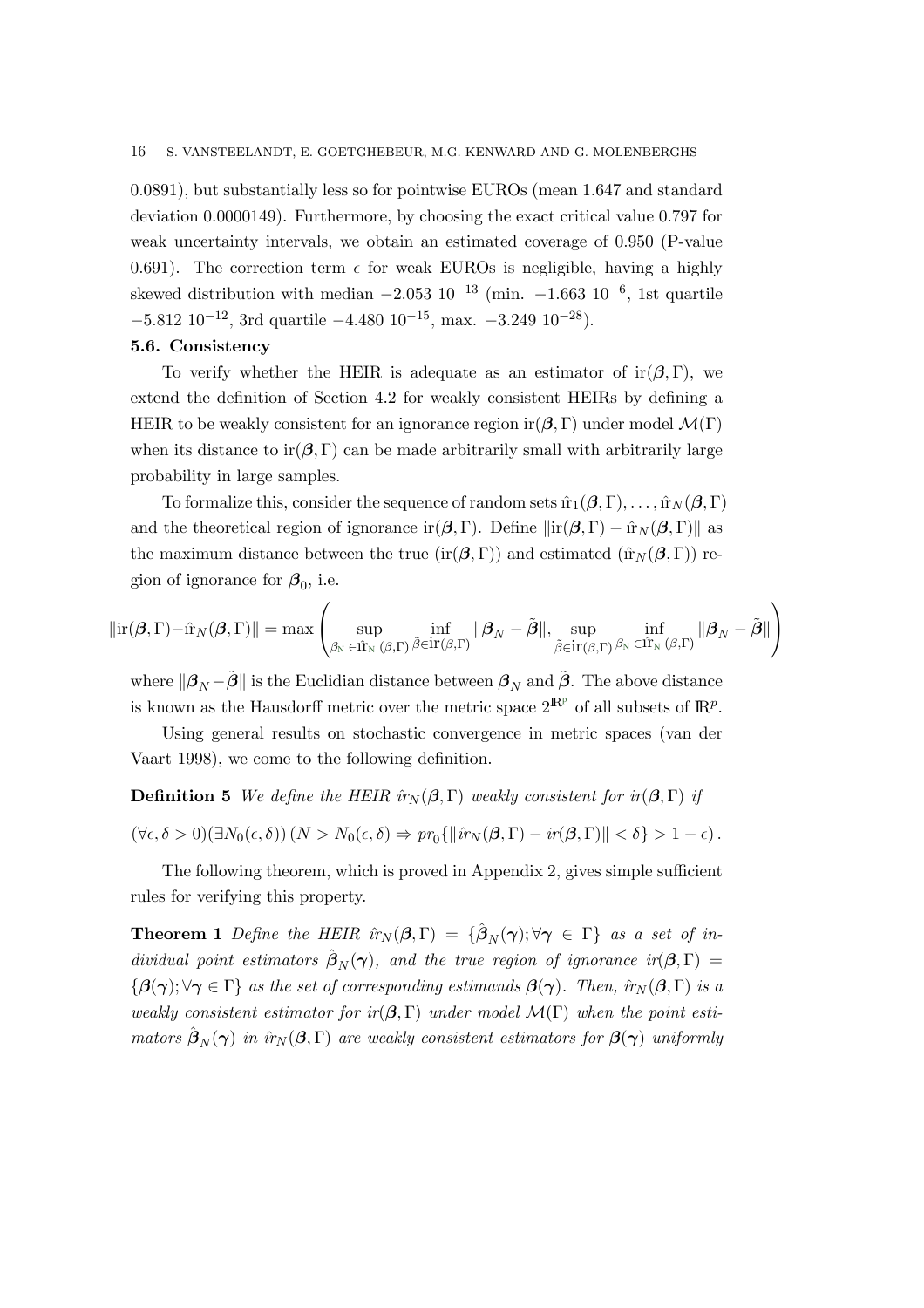0.0891), but substantially less so for pointwise EUROs (mean 1.647 and standard deviation 0.0000149). Furthermore, by choosing the exact critical value 0.797 for weak uncertainty intervals, we obtain an estimated coverage of 0.950 (P-value 0.691). The correction term $\epsilon$ for weak EUROs is negligible, having a highly skewed distribution with median $-2.053\ 10^{-13}$ (min. $-1.663\ 10^{-6}$, 1st quartile $-5.812\ 10^{-12}$, 3rd quartile $-4.480\ 10^{-15}$, max. $-3.249\ 10^{-28}$).

### 5.6. Consistency

To verify whether the HEIR is adequate as an estimator of $\mathrm{ir}(\boldsymbol{\beta}, \Gamma)$, we extend the definition of Section 4.2 for weakly consistent HEIRs by defining a HEIR to be weakly consistent for an ignorance region $\mathrm{ir}(\boldsymbol{\beta}, \Gamma)$ under model $\mathcal{M}(\Gamma)$ when its distance to $\mathrm{ir}(\boldsymbol{\beta}, \Gamma)$ can be made arbitrarily small with arbitrarily large probability in large samples.

To formalize this, consider the sequence of random sets $\hat{\mathrm{ir}}_1(\boldsymbol{\beta}, \Gamma), \ldots, \hat{\mathrm{ir}}_N(\boldsymbol{\beta}, \Gamma)$ and the theoretical region of ignorance $\mathrm{ir}(\boldsymbol{\beta}, \Gamma)$. Define $\|\mathrm{ir}(\boldsymbol{\beta}, \Gamma) - \hat{\mathrm{ir}}_N(\boldsymbol{\beta}, \Gamma)\|$ as the maximum distance between the true ($\mathrm{ir}(\boldsymbol{\beta}, \Gamma)$) and estimated ($\hat{\mathrm{ir}}_N(\boldsymbol{\beta}, \Gamma)$) region of ignorance for $\boldsymbol{\beta}_0$, i.e.

$$\|\mathrm{ir}(\boldsymbol{\beta}, \Gamma) - \hat{\mathrm{ir}}_N(\boldsymbol{\beta}, \Gamma)\| = \max\left(\sup_{\boldsymbol{\beta}_N \in \hat{\mathrm{ir}}_N(\boldsymbol{\beta}, \Gamma)} \inf_{\tilde{\boldsymbol{\beta}} \in \mathrm{ir}(\boldsymbol{\beta}, \Gamma)} \|\boldsymbol{\beta}_N - \tilde{\boldsymbol{\beta}}\|, \sup_{\tilde{\boldsymbol{\beta}} \in \mathrm{ir}(\boldsymbol{\beta}, \Gamma)} \inf_{\boldsymbol{\beta}_N \in \hat{\mathrm{ir}}_N(\boldsymbol{\beta}, \Gamma)} \|\boldsymbol{\beta}_N - \tilde{\boldsymbol{\beta}}\|\right)$$

where $\|\boldsymbol{\beta}_N - \tilde{\boldsymbol{\beta}}\|$ is the Euclidian distance between $\boldsymbol{\beta}_N$ and $\tilde{\boldsymbol{\beta}}$. The above distance is known as the Hausdorff metric over the metric space $2^{\mathbb{R}^p}$ of all subsets of $\mathbb{R}^p$.

Using general results on stochastic convergence in metric spaces (van der Vaart 1998), we come to the following definition.

**Definition 5** *We define the HEIR $\hat{ir}_N(\boldsymbol{\beta}, \Gamma)$ weakly consistent for $ir(\boldsymbol{\beta}, \Gamma)$ if*

$$(\forall \epsilon, \delta > 0)(\exists N_0(\epsilon, \delta))\,(N > N_0(\epsilon, \delta) \Rightarrow pr_0\{\|\hat{ir}_N(\boldsymbol{\beta}, \Gamma) - ir(\boldsymbol{\beta}, \Gamma)\| < \delta\} > 1 - \epsilon)\,.$$

The following theorem, which is proved in Appendix 2, gives simple sufficient rules for verifying this property.

**Theorem 1** *Define the HEIR $\hat{ir}_N(\boldsymbol{\beta}, \Gamma) = \{\hat{\boldsymbol{\beta}}_N(\boldsymbol{\gamma}); \forall \boldsymbol{\gamma} \in \Gamma\}$ as a set of individual point estimators $\hat{\boldsymbol{\beta}}_N(\boldsymbol{\gamma})$, and the true region of ignorance $ir(\boldsymbol{\beta}, \Gamma) = \{\boldsymbol{\beta}(\boldsymbol{\gamma}); \forall \boldsymbol{\gamma} \in \Gamma\}$ as the set of corresponding estimands $\boldsymbol{\beta}(\boldsymbol{\gamma})$. Then, $\hat{ir}_N(\boldsymbol{\beta}, \Gamma)$ is a weakly consistent estimator for $ir(\boldsymbol{\beta}, \Gamma)$ under model $\mathcal{M}(\Gamma)$ when the point estimators $\hat{\boldsymbol{\beta}}_N(\boldsymbol{\gamma})$ in $\hat{ir}_N(\boldsymbol{\beta}, \Gamma)$ are weakly consistent estimators for $\boldsymbol{\beta}(\boldsymbol{\gamma})$ uniformly*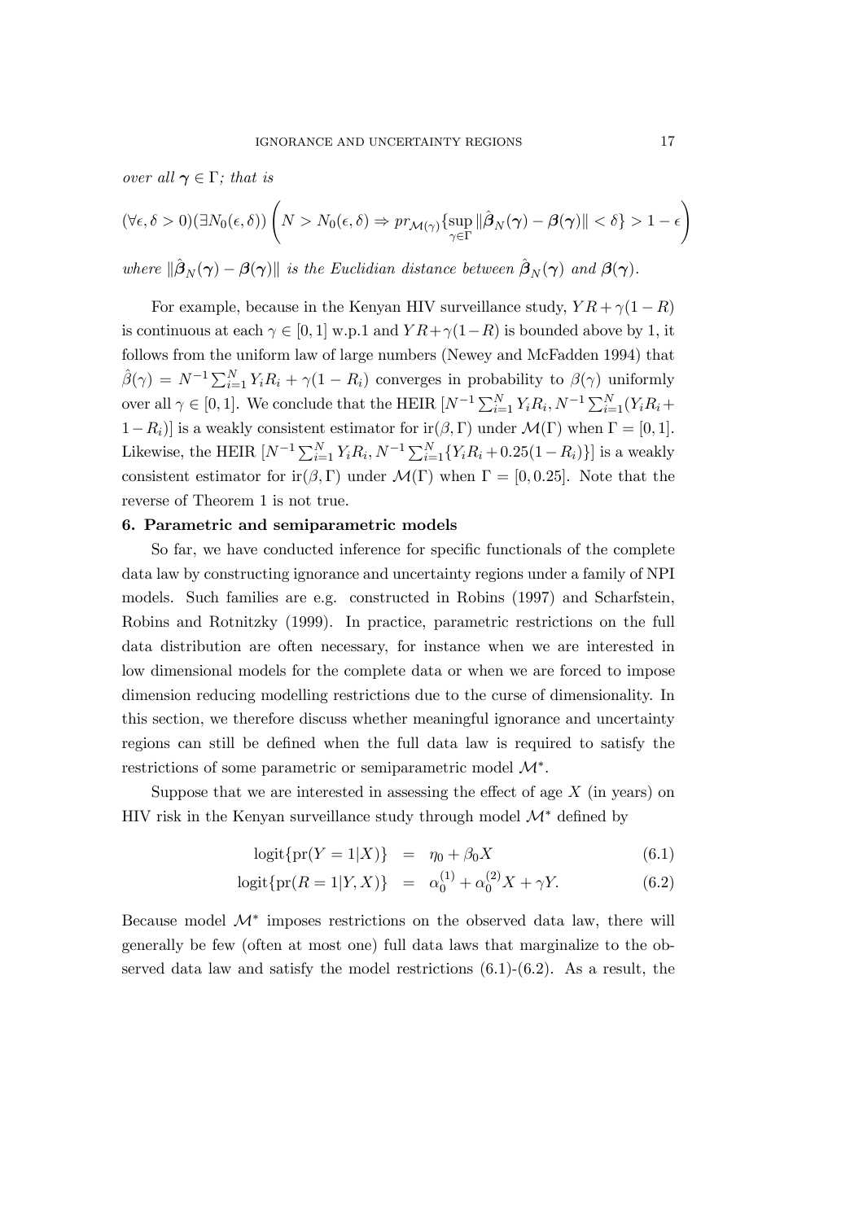*over all $\boldsymbol{\gamma} \in \Gamma$; that is*

$$(\forall \epsilon, \delta > 0)(\exists N_0(\epsilon, \delta)) \left( N > N_0(\epsilon, \delta) \Rightarrow pr_{\mathcal{M}(\gamma)}\{\sup_{\gamma \in \Gamma} \|\hat{\boldsymbol{\beta}}_N(\boldsymbol{\gamma}) - \boldsymbol{\beta}(\boldsymbol{\gamma})\| < \delta\} > 1 - \epsilon \right)$$

*where $\|\hat{\boldsymbol{\beta}}_N(\boldsymbol{\gamma}) - \boldsymbol{\beta}(\boldsymbol{\gamma})\|$ is the Euclidian distance between $\hat{\boldsymbol{\beta}}_N(\boldsymbol{\gamma})$ and $\boldsymbol{\beta}(\boldsymbol{\gamma})$.*

For example, because in the Kenyan HIV surveillance study, $YR + \gamma(1 - R)$ is continuous at each $\gamma \in [0, 1]$ w.p.1 and $YR + \gamma(1 - R)$ is bounded above by 1, it follows from the uniform law of large numbers (Newey and McFadden 1994) that $\hat{\beta}(\gamma) = N^{-1} \sum_{i=1}^{N} Y_i R_i + \gamma(1 - R_i)$ converges in probability to $\beta(\gamma)$ uniformly over all $\gamma \in [0, 1]$. We conclude that the HEIR $[N^{-1} \sum_{i=1}^{N} Y_i R_i, N^{-1} \sum_{i=1}^{N} (Y_i R_i + 1 - R_i)]$ is a weakly consistent estimator for $\text{ir}(\beta, \Gamma)$ under $\mathcal{M}(\Gamma)$ when $\Gamma = [0, 1]$. Likewise, the HEIR $[N^{-1} \sum_{i=1}^{N} Y_i R_i, N^{-1} \sum_{i=1}^{N} \{Y_i R_i + 0.25(1 - R_i)\}]$ is a weakly consistent estimator for $\text{ir}(\beta, \Gamma)$ under $\mathcal{M}(\Gamma)$ when $\Gamma = [0, 0.25]$. Note that the reverse of Theorem 1 is not true.

## 6. Parametric and semiparametric models

So far, we have conducted inference for specific functionals of the complete data law by constructing ignorance and uncertainty regions under a family of NPI models. Such families are e.g. constructed in Robins (1997) and Scharfstein, Robins and Rotnitzky (1999). In practice, parametric restrictions on the full data distribution are often necessary, for instance when we are interested in low dimensional models for the complete data or when we are forced to impose dimension reducing modelling restrictions due to the curse of dimensionality. In this section, we therefore discuss whether meaningful ignorance and uncertainty regions can still be defined when the full data law is required to satisfy the restrictions of some parametric or semiparametric model $\mathcal{M}^*$.

Suppose that we are interested in assessing the effect of age $X$ (in years) on HIV risk in the Kenyan surveillance study through model $\mathcal{M}^*$ defined by

$$\text{logit}\{\text{pr}(Y = 1|X)\} = \eta_0 + \beta_0 X \tag{6.1}$$

$$\text{logit}\{\text{pr}(R = 1|Y, X)\} = \alpha_0^{(1)} + \alpha_0^{(2)} X + \gamma Y. \tag{6.2}$$

Because model $\mathcal{M}^*$ imposes restrictions on the observed data law, there will generally be few (often at most one) full data laws that marginalize to the observed data law and satisfy the model restrictions (6.1)-(6.2). As a result, the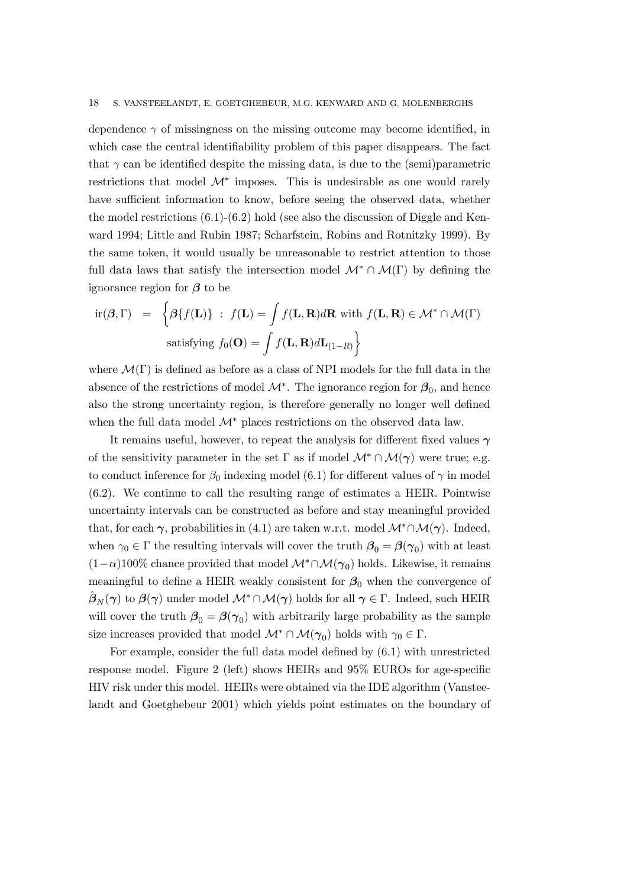dependence $\gamma$ of missingness on the missing outcome may become identified, in which case the central identifiability problem of this paper disappears. The fact that $\gamma$ can be identified despite the missing data, is due to the (semi)parametric restrictions that model $\mathcal{M}^*$ imposes. This is undesirable as one would rarely have sufficient information to know, before seeing the observed data, whether the model restrictions (6.1)-(6.2) hold (see also the discussion of Diggle and Kenward 1994; Little and Rubin 1987; Scharfstein, Robins and Rotnitzky 1999). By the same token, it would usually be unreasonable to restrict attention to those full data laws that satisfy the intersection model $\mathcal{M}^* \cap \mathcal{M}(\Gamma)$ by defining the ignorance region for $\boldsymbol{\beta}$ to be

$$\begin{aligned} \text{ir}(\boldsymbol{\beta}, \Gamma) \quad = \quad & \left\{ \boldsymbol{\beta}\{f(\mathbf{L})\} \ : \ f(\mathbf{L}) = \int f(\mathbf{L}, \mathbf{R}) d\mathbf{R} \text{ with } f(\mathbf{L}, \mathbf{R}) \in \mathcal{M}^* \cap \mathcal{M}(\Gamma) \right. \\ & \left. \text{satisfying } f_0(\mathbf{O}) = \int f(\mathbf{L}, \mathbf{R}) d\mathbf{L}_{(1-R)} \right\} \end{aligned}$$

where $\mathcal{M}(\Gamma)$ is defined as before as a class of NPI models for the full data in the absence of the restrictions of model $\mathcal{M}^*$. The ignorance region for $\boldsymbol{\beta}_0$, and hence also the strong uncertainty region, is therefore generally no longer well defined when the full data model $\mathcal{M}^*$ places restrictions on the observed data law.

It remains useful, however, to repeat the analysis for different fixed values $\boldsymbol{\gamma}$ of the sensitivity parameter in the set $\Gamma$ as if model $\mathcal{M}^* \cap \mathcal{M}(\boldsymbol{\gamma})$ were true; e.g. to conduct inference for $\beta_0$ indexing model (6.1) for different values of $\gamma$ in model (6.2). We continue to call the resulting range of estimates a HEIR. Pointwise uncertainty intervals can be constructed as before and stay meaningful provided that, for each $\boldsymbol{\gamma}$, probabilities in (4.1) are taken w.r.t. model $\mathcal{M}^* \cap \mathcal{M}(\boldsymbol{\gamma})$. Indeed, when $\gamma_0 \in \Gamma$ the resulting intervals will cover the truth $\boldsymbol{\beta}_0 = \boldsymbol{\beta}(\boldsymbol{\gamma}_0)$ with at least $(1-\alpha)100\%$ chance provided that model $\mathcal{M}^* \cap \mathcal{M}(\boldsymbol{\gamma}_0)$ holds. Likewise, it remains meaningful to define a HEIR weakly consistent for $\boldsymbol{\beta}_0$ when the convergence of $\hat{\boldsymbol{\beta}}_N(\boldsymbol{\gamma})$ to $\boldsymbol{\beta}(\boldsymbol{\gamma})$ under model $\mathcal{M}^* \cap \mathcal{M}(\boldsymbol{\gamma})$ holds for all $\boldsymbol{\gamma} \in \Gamma$. Indeed, such HEIR will cover the truth $\boldsymbol{\beta}_0 = \boldsymbol{\beta}(\boldsymbol{\gamma}_0)$ with arbitrarily large probability as the sample size increases provided that model $\mathcal{M}^* \cap \mathcal{M}(\boldsymbol{\gamma}_0)$ holds with $\gamma_0 \in \Gamma$.

For example, consider the full data model defined by (6.1) with unrestricted response model. Figure 2 (left) shows HEIRs and 95% EUROs for age-specific HIV risk under this model. HEIRs were obtained via the IDE algorithm (Vansteelandt and Goetghebeur 2001) which yields point estimates on the boundary of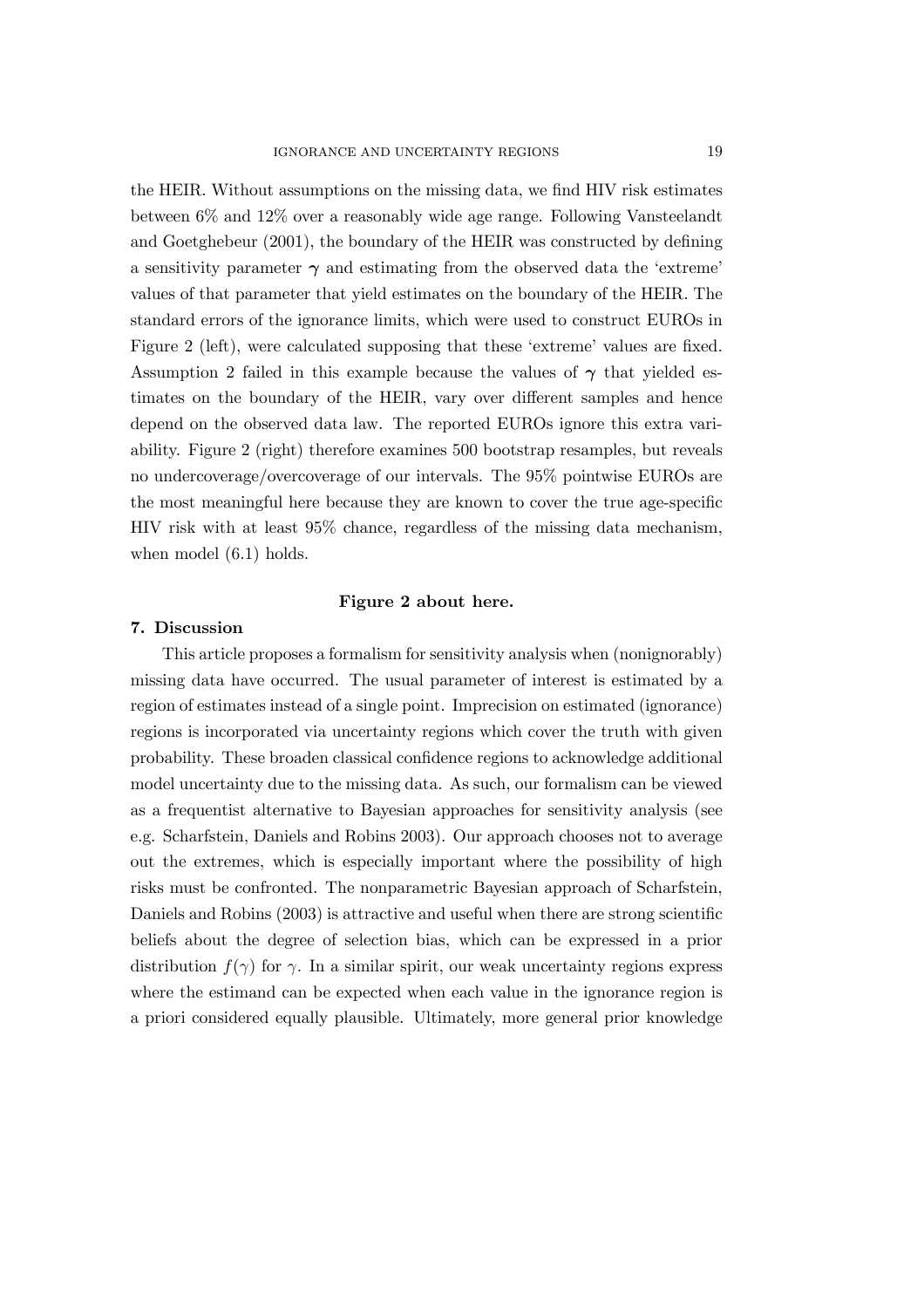the HEIR. Without assumptions on the missing data, we find HIV risk estimates between 6% and 12% over a reasonably wide age range. Following Vansteelandt and Goetghebeur (2001), the boundary of the HEIR was constructed by defining a sensitivity parameter $\boldsymbol{\gamma}$ and estimating from the observed data the 'extreme' values of that parameter that yield estimates on the boundary of the HEIR. The standard errors of the ignorance limits, which were used to construct EUROs in Figure 2 (left), were calculated supposing that these 'extreme' values are fixed. Assumption 2 failed in this example because the values of $\boldsymbol{\gamma}$ that yielded estimates on the boundary of the HEIR, vary over different samples and hence depend on the observed data law. The reported EUROs ignore this extra variability. Figure 2 (right) therefore examines 500 bootstrap resamples, but reveals no undercoverage/overcoverage of our intervals. The 95% pointwise EUROs are the most meaningful here because they are known to cover the true age-specific HIV risk with at least 95% chance, regardless of the missing data mechanism, when model (6.1) holds.

**Figure 2 about here.**

## 7. Discussion

This article proposes a formalism for sensitivity analysis when (nonignorably) missing data have occurred. The usual parameter of interest is estimated by a region of estimates instead of a single point. Imprecision on estimated (ignorance) regions is incorporated via uncertainty regions which cover the truth with given probability. These broaden classical confidence regions to acknowledge additional model uncertainty due to the missing data. As such, our formalism can be viewed as a frequentist alternative to Bayesian approaches for sensitivity analysis (see e.g. Scharfstein, Daniels and Robins 2003). Our approach chooses not to average out the extremes, which is especially important where the possibility of high risks must be confronted. The nonparametric Bayesian approach of Scharfstein, Daniels and Robins (2003) is attractive and useful when there are strong scientific beliefs about the degree of selection bias, which can be expressed in a prior distribution $f(\gamma)$ for $\gamma$. In a similar spirit, our weak uncertainty regions express where the estimand can be expected when each value in the ignorance region is a priori considered equally plausible. Ultimately, more general prior knowledge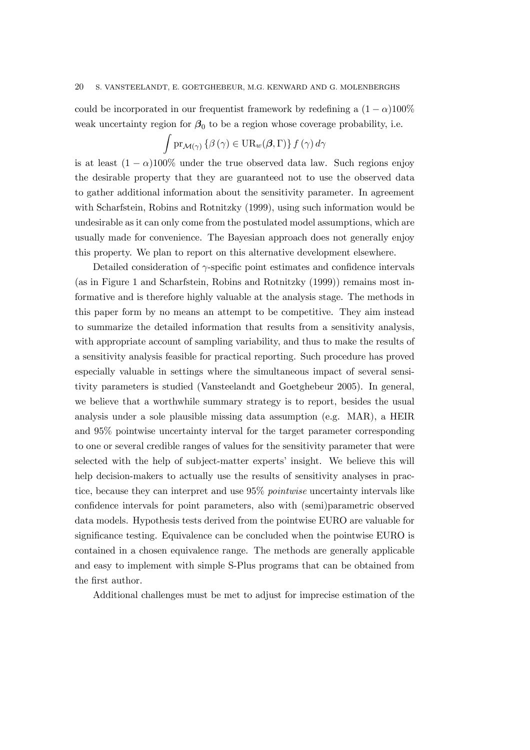could be incorporated in our frequentist framework by redefining a $(1-\alpha)100\%$ weak uncertainty region for $\boldsymbol{\beta}_0$ to be a region whose coverage probability, i.e.

$$\int \mathrm{pr}_{\mathcal{M}(\gamma)} \{\beta(\gamma) \in \mathrm{UR}_w(\boldsymbol{\beta}, \Gamma)\} \, f(\gamma) \, d\gamma$$

is at least $(1-\alpha)100\%$ under the true observed data law. Such regions enjoy the desirable property that they are guaranteed not to use the observed data to gather additional information about the sensitivity parameter. In agreement with Scharfstein, Robins and Rotnitzky (1999), using such information would be undesirable as it can only come from the postulated model assumptions, which are usually made for convenience. The Bayesian approach does not generally enjoy this property. We plan to report on this alternative development elsewhere.

Detailed consideration of $\gamma$-specific point estimates and confidence intervals (as in Figure 1 and Scharfstein, Robins and Rotnitzky (1999)) remains most informative and is therefore highly valuable at the analysis stage. The methods in this paper form by no means an attempt to be competitive. They aim instead to summarize the detailed information that results from a sensitivity analysis, with appropriate account of sampling variability, and thus to make the results of a sensitivity analysis feasible for practical reporting. Such procedure has proved especially valuable in settings where the simultaneous impact of several sensitivity parameters is studied (Vansteelandt and Goetghebeur 2005). In general, we believe that a worthwhile summary strategy is to report, besides the usual analysis under a sole plausible missing data assumption (e.g. MAR), a HEIR and 95% pointwise uncertainty interval for the target parameter corresponding to one or several credible ranges of values for the sensitivity parameter that were selected with the help of subject-matter experts' insight. We believe this will help decision-makers to actually use the results of sensitivity analyses in practice, because they can interpret and use 95% *pointwise* uncertainty intervals like confidence intervals for point parameters, also with (semi)parametric observed data models. Hypothesis tests derived from the pointwise EURO are valuable for significance testing. Equivalence can be concluded when the pointwise EURO is contained in a chosen equivalence range. The methods are generally applicable and easy to implement with simple S-Plus programs that can be obtained from the first author.

Additional challenges must be met to adjust for imprecise estimation of the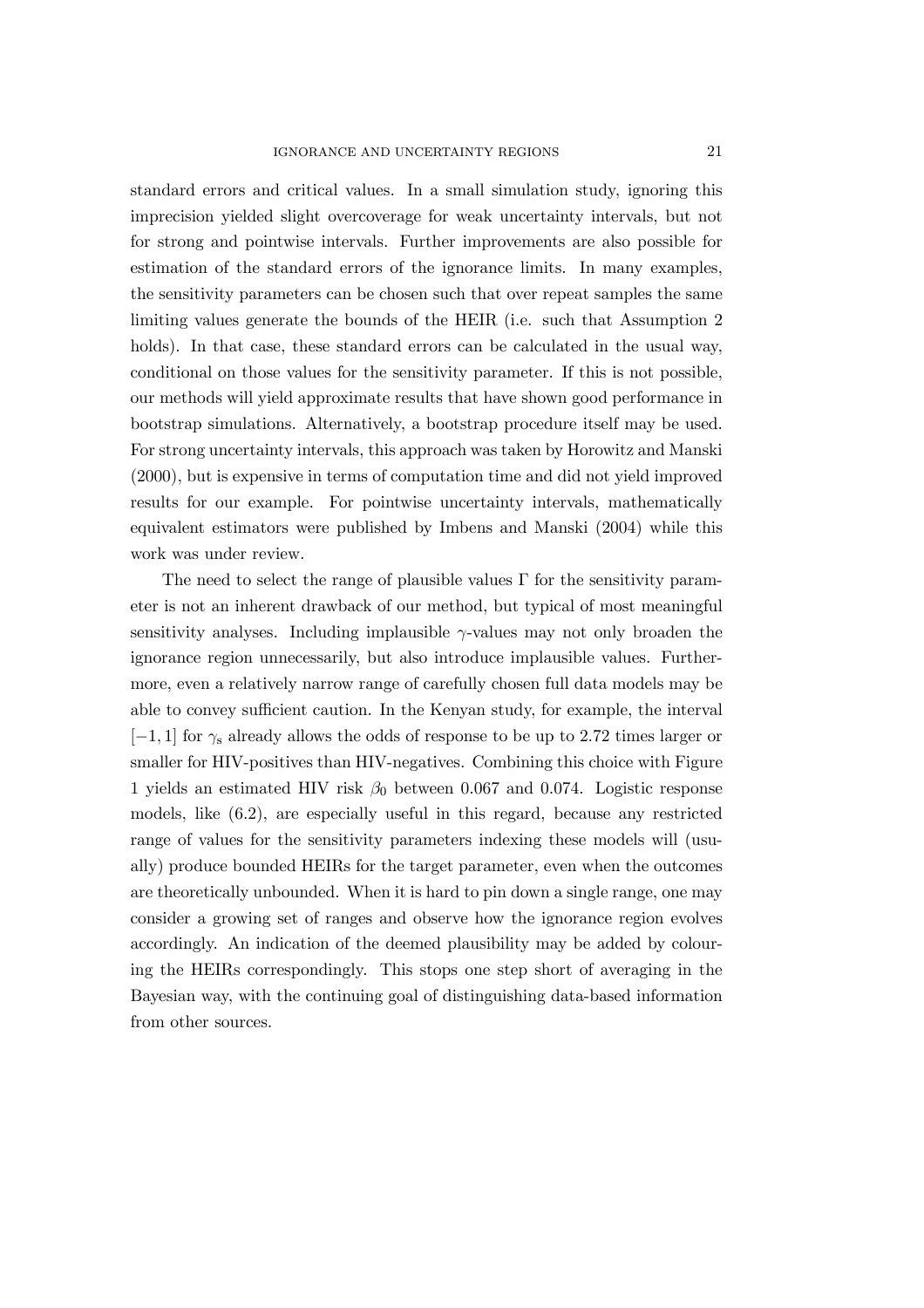standard errors and critical values. In a small simulation study, ignoring this imprecision yielded slight overcoverage for weak uncertainty intervals, but not for strong and pointwise intervals. Further improvements are also possible for estimation of the standard errors of the ignorance limits. In many examples, the sensitivity parameters can be chosen such that over repeat samples the same limiting values generate the bounds of the HEIR (i.e. such that Assumption 2 holds). In that case, these standard errors can be calculated in the usual way, conditional on those values for the sensitivity parameter. If this is not possible, our methods will yield approximate results that have shown good performance in bootstrap simulations. Alternatively, a bootstrap procedure itself may be used. For strong uncertainty intervals, this approach was taken by Horowitz and Manski (2000), but is expensive in terms of computation time and did not yield improved results for our example. For pointwise uncertainty intervals, mathematically equivalent estimators were published by Imbens and Manski (2004) while this work was under review.

The need to select the range of plausible values $\Gamma$ for the sensitivity parameter is not an inherent drawback of our method, but typical of most meaningful sensitivity analyses. Including implausible $\gamma$-values may not only broaden the ignorance region unnecessarily, but also introduce implausible values. Furthermore, even a relatively narrow range of carefully chosen full data models may be able to convey sufficient caution. In the Kenyan study, for example, the interval $[-1, 1]$ for $\gamma_s$ already allows the odds of response to be up to 2.72 times larger or smaller for HIV-positives than HIV-negatives. Combining this choice with Figure 1 yields an estimated HIV risk $\beta_0$ between 0.067 and 0.074. Logistic response models, like (6.2), are especially useful in this regard, because any restricted range of values for the sensitivity parameters indexing these models will (usually) produce bounded HEIRs for the target parameter, even when the outcomes are theoretically unbounded. When it is hard to pin down a single range, one may consider a growing set of ranges and observe how the ignorance region evolves accordingly. An indication of the deemed plausibility may be added by colouring the HEIRs correspondingly. This stops one step short of averaging in the Bayesian way, with the continuing goal of distinguishing data-based information from other sources.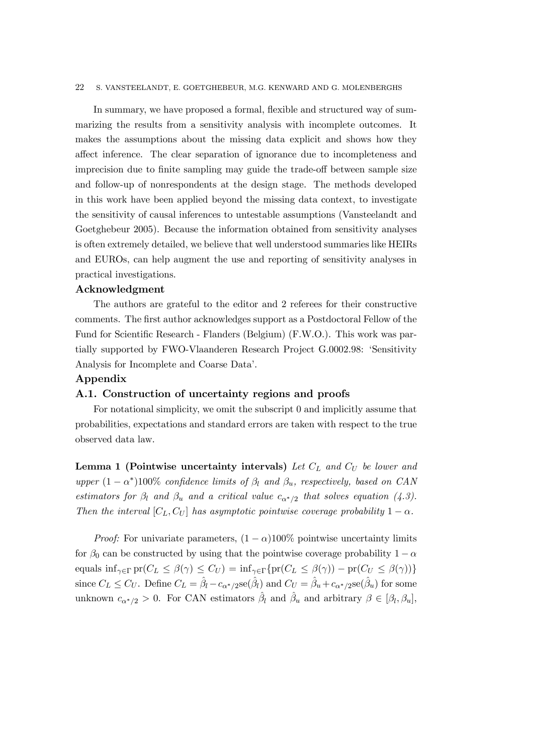In summary, we have proposed a formal, flexible and structured way of summarizing the results from a sensitivity analysis with incomplete outcomes. It makes the assumptions about the missing data explicit and shows how they affect inference. The clear separation of ignorance due to incompleteness and imprecision due to finite sampling may guide the trade-off between sample size and follow-up of nonrespondents at the design stage. The methods developed in this work have been applied beyond the missing data context, to investigate the sensitivity of causal inferences to untestable assumptions (Vansteelandt and Goetghebeur 2005). Because the information obtained from sensitivity analyses is often extremely detailed, we believe that well understood summaries like HEIRs and EUROs, can help augment the use and reporting of sensitivity analyses in practical investigations.

## Acknowledgment

The authors are grateful to the editor and 2 referees for their constructive comments. The first author acknowledges support as a Postdoctoral Fellow of the Fund for Scientific Research - Flanders (Belgium) (F.W.O.). This work was partially supported by FWO-Vlaanderen Research Project G.0002.98: 'Sensitivity Analysis for Incomplete and Coarse Data'.

## Appendix

### A.1. Construction of uncertainty regions and proofs

For notational simplicity, we omit the subscript 0 and implicitly assume that probabilities, expectations and standard errors are taken with respect to the true observed data law.

**Lemma 1 (Pointwise uncertainty intervals)** *Let $C_L$ and $C_U$ be lower and upper $(1-\alpha^*)100\%$ confidence limits of $\beta_l$ and $\beta_u$, respectively, based on CAN estimators for $\beta_l$ and $\beta_u$ and a critical value $c_{\alpha^*/2}$ that solves equation (4.3). Then the interval $[C_L, C_U]$ has asymptotic pointwise coverage probability $1-\alpha$.*

*Proof:* For univariate parameters, $(1-\alpha)100\%$ pointwise uncertainty limits for $\beta_0$ can be constructed by using that the pointwise coverage probability $1-\alpha$ equals $\inf_{\gamma\in\Gamma} \text{pr}(C_L \leq \beta(\gamma) \leq C_U) = \inf_{\gamma\in\Gamma}\{\text{pr}(C_L \leq \beta(\gamma)) - \text{pr}(C_U \leq \beta(\gamma))\}$ since $C_L \leq C_U$. Define $C_L = \hat{\beta}_l - c_{\alpha^*/2}\text{se}(\hat{\beta}_l)$ and $C_U = \hat{\beta}_u + c_{\alpha^*/2}\text{se}(\hat{\beta}_u)$ for some unknown $c_{\alpha^*/2} > 0$. For CAN estimators $\hat{\beta}_l$ and $\hat{\beta}_u$ and arbitrary $\beta \in [\beta_l, \beta_u]$,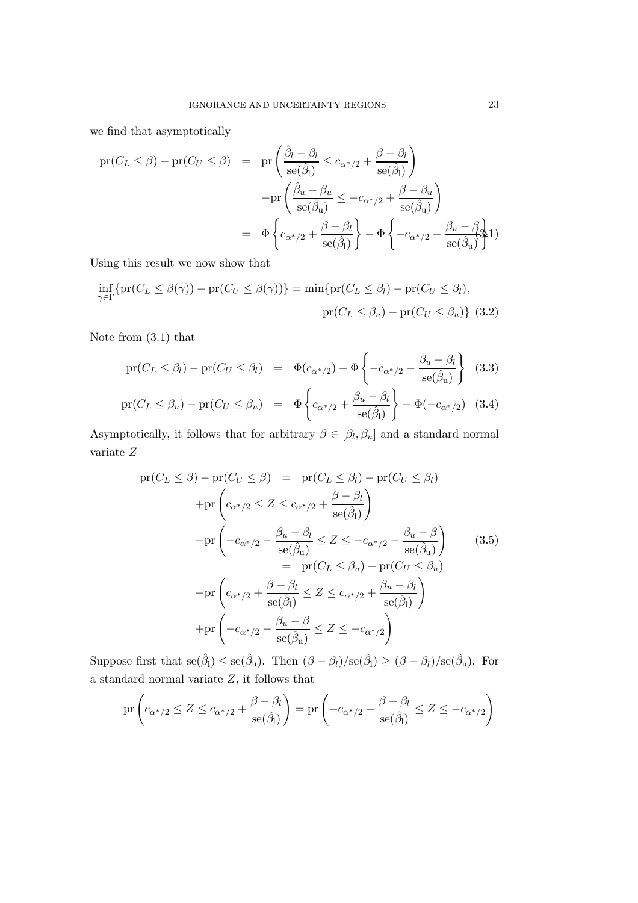we find that asymptotically

$$
\begin{aligned}
\mathrm{pr}(C_L \le \beta) - \mathrm{pr}(C_U \le \beta) &= \mathrm{pr}\left( \frac{\hat{\beta}_l - \beta_l}{\mathrm{se}(\hat{\beta}_l)} \le c_{\alpha^*/2} + \frac{\beta - \beta_l}{\mathrm{se}(\hat{\beta}_l)} \right) \\
&\quad - \mathrm{pr}\left( \frac{\hat{\beta}_u - \beta_u}{\mathrm{se}(\hat{\beta}_u)} \le -c_{\alpha^*/2} + \frac{\beta - \beta_u}{\mathrm{se}(\hat{\beta}_u)} \right) \\
&= \Phi\left\{ c_{\alpha^*/2} + \frac{\beta - \beta_l}{\mathrm{se}(\hat{\beta}_l)} \right\} - \Phi\left\{ -c_{\alpha^*/2} - \frac{\beta_u - \beta}{\mathrm{se}(\hat{\beta}_u)} \right\} \quad (3.1)
\end{aligned}
$$

Using this result we now show that

$$
\inf_{\gamma \in \Gamma} \{ \mathrm{pr}(C_L \le \beta(\gamma)) - \mathrm{pr}(C_U \le \beta(\gamma)) \} = \min\{ \mathrm{pr}(C_L \le \beta_l) - \mathrm{pr}(C_U \le \beta_l), \mathrm{pr}(C_L \le \beta_u) - \mathrm{pr}(C_U \le \beta_u) \} \quad (3.2)
$$

Note from (3.1) that

$$
\mathrm{pr}(C_L \le \beta_l) - \mathrm{pr}(C_U \le \beta_l) = \Phi(c_{\alpha^*/2}) - \Phi\left\{ -c_{\alpha^*/2} - \frac{\beta_u - \beta_l}{\mathrm{se}(\hat{\beta}_u)} \right\} \quad (3.3)
$$

$$
\mathrm{pr}(C_L \le \beta_u) - \mathrm{pr}(C_U \le \beta_u) = \Phi\left\{ c_{\alpha^*/2} + \frac{\beta_u - \beta_l}{\mathrm{se}(\hat{\beta}_l)} \right\} - \Phi(-c_{\alpha^*/2}) \quad (3.4)
$$

Asymptotically, it follows that for arbitrary $\beta \in [\beta_l, \beta_u]$ and a standard normal variate $Z$

$$
\begin{aligned}
\mathrm{pr}(C_L \le \beta) - \mathrm{pr}(C_U \le \beta) &= \mathrm{pr}(C_L \le \beta_l) - \mathrm{pr}(C_U \le \beta_l) \\
&\quad + \mathrm{pr}\left( c_{\alpha^*/2} \le Z \le c_{\alpha^*/2} + \frac{\beta - \beta_l}{\mathrm{se}(\hat{\beta}_l)} \right) \\
&\quad - \mathrm{pr}\left( -c_{\alpha^*/2} - \frac{\beta_u - \beta_l}{\mathrm{se}(\hat{\beta}_u)} \le Z \le -c_{\alpha^*/2} - \frac{\beta_u - \beta}{\mathrm{se}(\hat{\beta}_u)} \right) \quad (3.5) \\
&= \mathrm{pr}(C_L \le \beta_u) - \mathrm{pr}(C_U \le \beta_u) \\
&\quad - \mathrm{pr}\left( c_{\alpha^*/2} + \frac{\beta - \beta_l}{\mathrm{se}(\hat{\beta}_l)} \le Z \le c_{\alpha^*/2} + \frac{\beta_u - \beta_l}{\mathrm{se}(\hat{\beta}_l)} \right) \\
&\quad + \mathrm{pr}\left( -c_{\alpha^*/2} - \frac{\beta_u - \beta}{\mathrm{se}(\hat{\beta}_u)} \le Z \le -c_{\alpha^*/2} \right)
\end{aligned}
$$

Suppose first that $\mathrm{se}(\hat{\beta}_l) \le \mathrm{se}(\hat{\beta}_u)$. Then $(\beta - \beta_l)/\mathrm{se}(\hat{\beta}_l) \ge (\beta - \beta_l)/\mathrm{se}(\hat{\beta}_u)$. For a standard normal variate $Z$, it follows that

$$
\mathrm{pr}\left( c_{\alpha^*/2} \le Z \le c_{\alpha^*/2} + \frac{\beta - \beta_l}{\mathrm{se}(\hat{\beta}_l)} \right) = \mathrm{pr}\left( -c_{\alpha^*/2} - \frac{\beta - \beta_l}{\mathrm{se}(\hat{\beta}_l)} \le Z \le -c_{\alpha^*/2} \right)
$$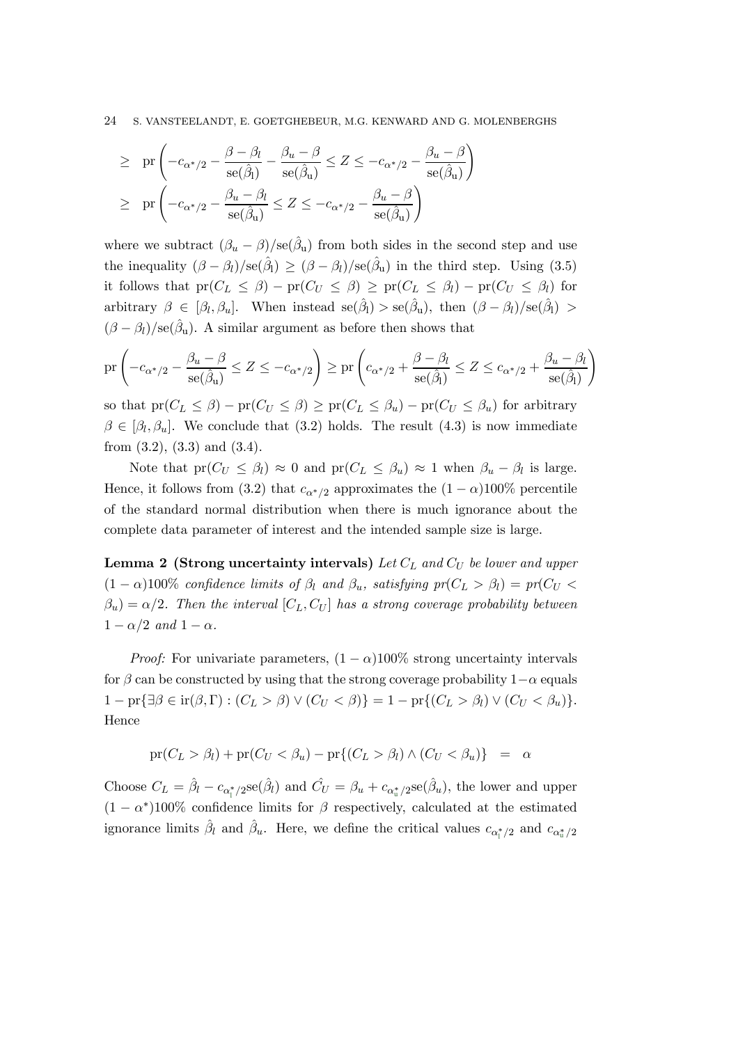$$\geq \text{ pr}\left(-c_{\alpha^*/2} - \frac{\beta - \beta_l}{\text{se}(\hat{\beta}_\text{l})} - \frac{\beta_u - \beta}{\text{se}(\hat{\beta}_\text{u})} \leq Z \leq -c_{\alpha^*/2} - \frac{\beta_u - \beta}{\text{se}(\hat{\beta}_\text{u})}\right)$$

$$\geq \text{ pr}\left(-c_{\alpha^*/2} - \frac{\beta_u - \beta_l}{\text{se}(\hat{\beta}_\text{u})} \leq Z \leq -c_{\alpha^*/2} - \frac{\beta_u - \beta}{\text{se}(\hat{\beta}_\text{u})}\right)$$

where we subtract $(\beta_u - \beta)/\text{se}(\hat{\beta}_\text{u})$ from both sides in the second step and use the inequality $(\beta - \beta_l)/\text{se}(\hat{\beta}_\text{l}) \geq (\beta - \beta_l)/\text{se}(\hat{\beta}_\text{u})$ in the third step. Using (3.5) it follows that $\text{pr}(C_L \leq \beta) - \text{pr}(C_U \leq \beta) \geq \text{pr}(C_L \leq \beta_l) - \text{pr}(C_U \leq \beta_l)$ for arbitrary $\beta \in [\beta_l, \beta_u]$. When instead $\text{se}(\hat{\beta}_\text{l}) > \text{se}(\hat{\beta}_\text{u})$, then $(\beta - \beta_l)/\text{se}(\hat{\beta}_\text{l}) > (\beta - \beta_l)/\text{se}(\hat{\beta}_\text{u})$. A similar argument as before then shows that

$$\text{pr}\left(-c_{\alpha^*/2} - \frac{\beta_u - \beta}{\text{se}(\hat{\beta}_\text{u})} \leq Z \leq -c_{\alpha^*/2}\right) \geq \text{pr}\left(c_{\alpha^*/2} + \frac{\beta - \beta_l}{\text{se}(\hat{\beta}_\text{l})} \leq Z \leq c_{\alpha^*/2} + \frac{\beta_u - \beta_l}{\text{se}(\hat{\beta}_\text{l})}\right)$$

so that $\text{pr}(C_L \leq \beta) - \text{pr}(C_U \leq \beta) \geq \text{pr}(C_L \leq \beta_u) - \text{pr}(C_U \leq \beta_u)$ for arbitrary $\beta \in [\beta_l, \beta_u]$. We conclude that (3.2) holds. The result (4.3) is now immediate from (3.2), (3.3) and (3.4).

Note that $\text{pr}(C_U \leq \beta_l) \approx 0$ and $\text{pr}(C_L \leq \beta_u) \approx 1$ when $\beta_u - \beta_l$ is large. Hence, it follows from (3.2) that $c_{\alpha^*/2}$ approximates the $(1-\alpha)100\%$ percentile of the standard normal distribution when there is much ignorance about the complete data parameter of interest and the intended sample size is large.

**Lemma 2 (Strong uncertainty intervals)** *Let $C_L$ and $C_U$ be lower and upper $(1-\alpha)100\%$ confidence limits of $\beta_l$ and $\beta_u$, satisfying $pr(C_L > \beta_l) = pr(C_U < \beta_u) = \alpha/2$. Then the interval $[C_L, C_U]$ has a strong coverage probability between $1 - \alpha/2$ and $1 - \alpha$.*

*Proof:* For univariate parameters, $(1-\alpha)100\%$ strong uncertainty intervals for $\beta$ can be constructed by using that the strong coverage probability $1-\alpha$ equals $1 - \text{pr}\{\exists \beta \in \text{ir}(\beta, \Gamma) : (C_L > \beta) \vee (C_U < \beta)\} = 1 - \text{pr}\{(C_L > \beta_l) \vee (C_U < \beta_u)\}$. Hence

$$\text{pr}(C_L > \beta_l) + \text{pr}(C_U < \beta_u) - \text{pr}\{(C_L > \beta_l) \wedge (C_U < \beta_u)\} \;\;=\;\; \alpha$$

Choose $C_L = \hat{\beta}_l - c_{\alpha^*_\text{l}/2}\text{se}(\hat{\beta}_l)$ and $\hat{C_U} = \beta_u + c_{\alpha^*_\text{u}/2}\text{se}(\hat{\beta}_u)$, the lower and upper $(1-\alpha^*)100\%$ confidence limits for $\beta$ respectively, calculated at the estimated ignorance limits $\hat{\beta}_l$ and $\hat{\beta}_u$. Here, we define the critical values $c_{\alpha^*_\text{l}/2}$ and $c_{\alpha^*_\text{u}/2}$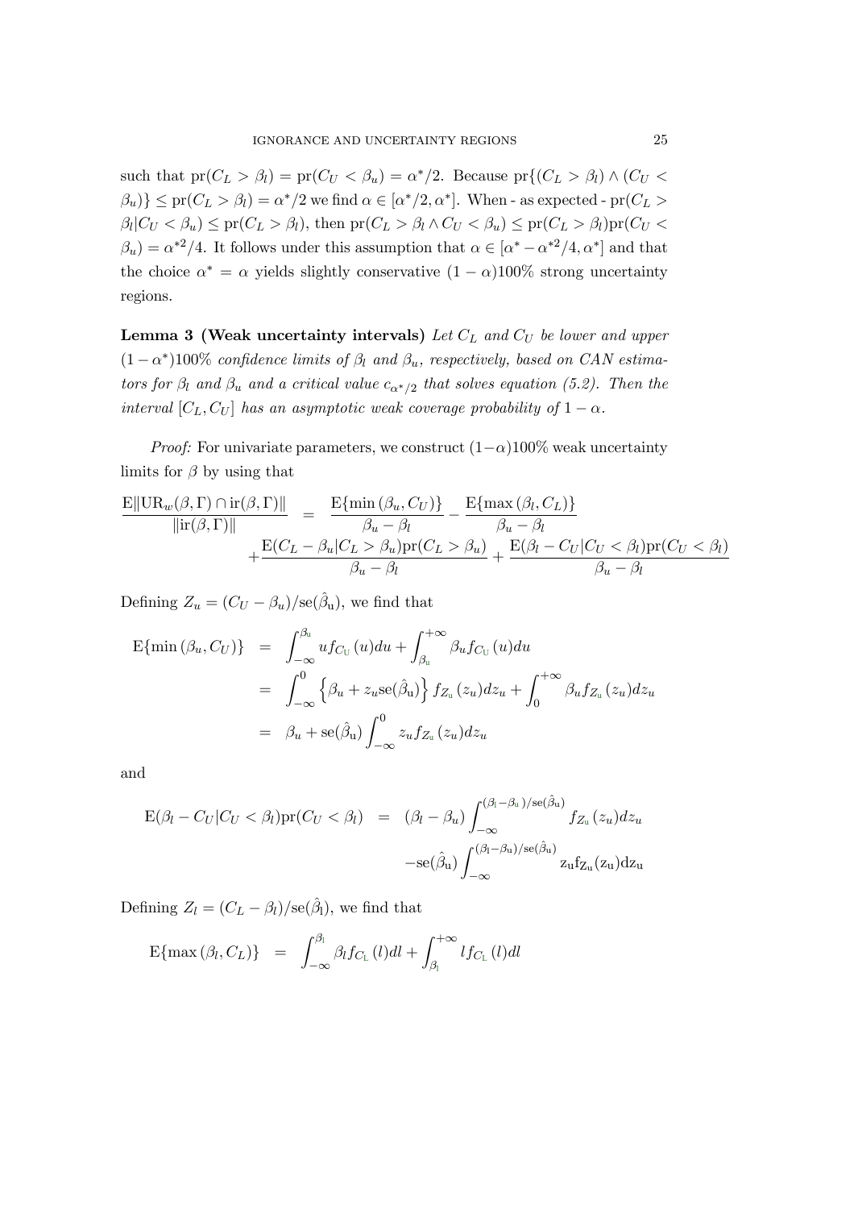such that $\text{pr}(C_L > \beta_l) = \text{pr}(C_U < \beta_u) = \alpha^*/2$. Because $\text{pr}\{(C_L > \beta_l) \wedge (C_U < \beta_u)\} \leq \text{pr}(C_L > \beta_l) = \alpha^*/2$ we find $\alpha \in [\alpha^*/2, \alpha^*]$. When - as expected - $\text{pr}(C_L > \beta_l | C_U < \beta_u) \leq \text{pr}(C_L > \beta_l)$, then $\text{pr}(C_L > \beta_l \wedge C_U < \beta_u) \leq \text{pr}(C_L > \beta_l)\text{pr}(C_U < \beta_u) = \alpha^{*2}/4$. It follows under this assumption that $\alpha \in [\alpha^* - \alpha^{*2}/4, \alpha^*]$ and that the choice $\alpha^* = \alpha$ yields slightly conservative $(1-\alpha)100\%$ strong uncertainty regions.

**Lemma 3 (Weak uncertainty intervals)** *Let $C_L$ and $C_U$ be lower and upper $(1-\alpha^*)100\%$ confidence limits of $\beta_l$ and $\beta_u$, respectively, based on CAN estimators for $\beta_l$ and $\beta_u$ and a critical value $c_{\alpha^*/2}$ that solves equation (5.2). Then the interval $[C_L, C_U]$ has an asymptotic weak coverage probability of $1-\alpha$.*

*Proof:* For univariate parameters, we construct $(1-\alpha)100\%$ weak uncertainty limits for $\beta$ by using that

$$
\begin{aligned}
\frac{\text{E}\|\text{UR}_w(\beta,\Gamma) \cap \text{ir}(\beta,\Gamma)\|}{\|\text{ir}(\beta,\Gamma)\|} &= \frac{\text{E}\{\min(\beta_u, C_U)\}}{\beta_u - \beta_l} - \frac{\text{E}\{\max(\beta_l, C_L)\}}{\beta_u - \beta_l} \\
&\quad + \frac{\text{E}(C_L - \beta_u | C_L > \beta_u)\text{pr}(C_L > \beta_u)}{\beta_u - \beta_l} + \frac{\text{E}(\beta_l - C_U | C_U < \beta_l)\text{pr}(C_U < \beta_l)}{\beta_u - \beta_l}
\end{aligned}
$$

Defining $Z_u = (C_U - \beta_u)/\text{se}(\hat{\beta}_u)$, we find that

$$
\begin{aligned}
\text{E}\{\min(\beta_u, C_U)\} &= \int_{-\infty}^{\beta_u} u f_{C_U}(u) du + \int_{\beta_u}^{+\infty} \beta_u f_{C_U}(u) du \\
&= \int_{-\infty}^{0} \left\{\beta_u + z_u \text{se}(\hat{\beta}_u)\right\} f_{Z_u}(z_u) dz_u + \int_{0}^{+\infty} \beta_u f_{Z_u}(z_u) dz_u \\
&= \beta_u + \text{se}(\hat{\beta}_u) \int_{-\infty}^{0} z_u f_{Z_u}(z_u) dz_u
\end{aligned}
$$

and

$$
\begin{aligned}
\text{E}(\beta_l - C_U | C_U < \beta_l)\text{pr}(C_U < \beta_l) &= (\beta_l - \beta_u) \int_{-\infty}^{(\beta_l - \beta_u)/\text{se}(\hat{\beta}_u)} f_{Z_u}(z_u) dz_u \\
&\quad - \text{se}(\hat{\beta}_u) \int_{-\infty}^{(\beta_l - \beta_u)/\text{se}(\hat{\beta}_u)} z_u f_{Z_u}(z_u) dz_u
\end{aligned}
$$

Defining $Z_l = (C_L - \beta_l)/\text{se}(\hat{\beta}_l)$, we find that

$$
\text{E}\{\max(\beta_l, C_L)\} = \int_{-\infty}^{\beta_l} \beta_l f_{C_L}(l) dl + \int_{\beta_l}^{+\infty} l f_{C_L}(l) dl
$$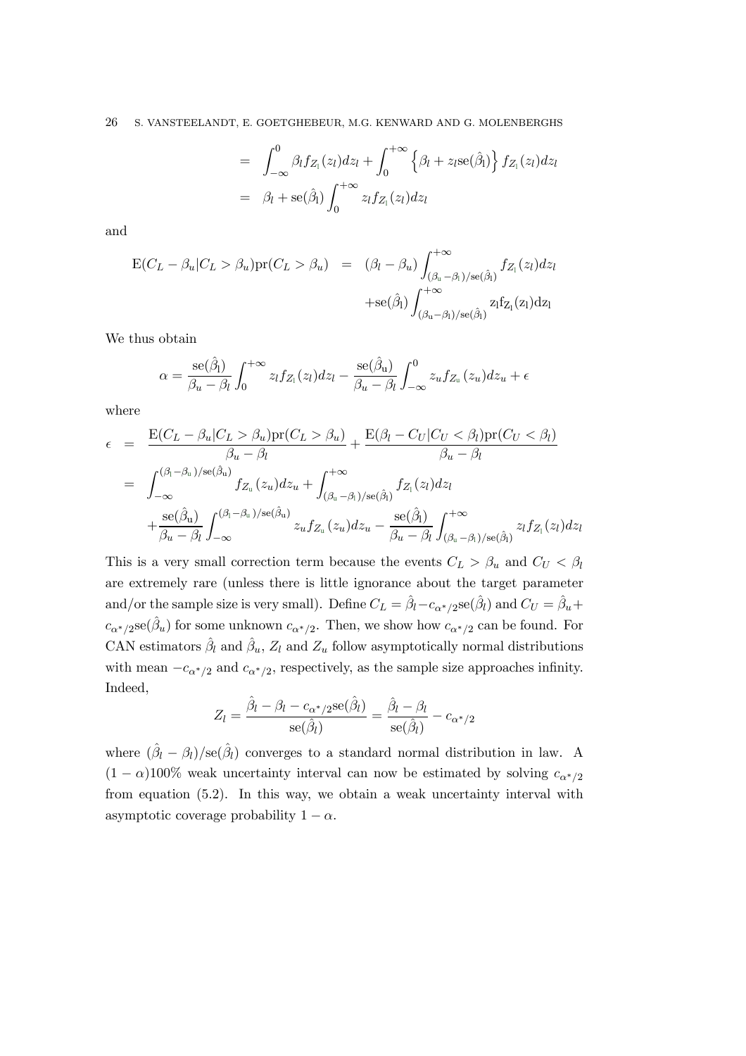$$
\begin{aligned}
&= \int_{-\infty}^{0} \beta_l f_{Z_l}(z_l) dz_l + \int_{0}^{+\infty} \left\{ \beta_l + z_l \text{se}(\hat{\beta}_l) \right\} f_{Z_l}(z_l) dz_l \\
&= \beta_l + \text{se}(\hat{\beta}_l) \int_{0}^{+\infty} z_l f_{Z_l}(z_l) dz_l
\end{aligned}
$$

and

$$
\begin{aligned}
\text{E}(C_L - \beta_u | C_L > \beta_u)\text{pr}(C_L > \beta_u) &= (\beta_l - \beta_u) \int_{(\beta_u - \beta_l)/\text{se}(\hat{\beta}_l)}^{+\infty} f_{Z_l}(z_l) dz_l \\
&\quad + \text{se}(\hat{\beta}_l) \int_{(\beta_u - \beta_l)/\text{se}(\hat{\beta}_l)}^{+\infty} z_l f_{Z_l}(z_l) dz_l
\end{aligned}
$$

We thus obtain

$$
\alpha = \frac{\text{se}(\hat{\beta}_l)}{\beta_u - \beta_l} \int_{0}^{+\infty} z_l f_{Z_l}(z_l) dz_l - \frac{\text{se}(\hat{\beta}_u)}{\beta_u - \beta_l} \int_{-\infty}^{0} z_u f_{Z_u}(z_u) dz_u + \epsilon
$$

where

$$
\begin{aligned}
\epsilon &= \frac{\text{E}(C_L - \beta_u | C_L > \beta_u)\text{pr}(C_L > \beta_u)}{\beta_u - \beta_l} + \frac{\text{E}(\beta_l - C_U | C_U < \beta_l)\text{pr}(C_U < \beta_l)}{\beta_u - \beta_l} \\
&= \int_{-\infty}^{(\beta_l - \beta_u)/\text{se}(\hat{\beta}_u)} f_{Z_u}(z_u) dz_u + \int_{(\beta_u - \beta_l)/\text{se}(\hat{\beta}_l)}^{+\infty} f_{Z_l}(z_l) dz_l \\
&\quad + \frac{\text{se}(\hat{\beta}_u)}{\beta_u - \beta_l} \int_{-\infty}^{(\beta_l - \beta_u)/\text{se}(\hat{\beta}_u)} z_u f_{Z_u}(z_u) dz_u - \frac{\text{se}(\hat{\beta}_l)}{\beta_u - \beta_l} \int_{(\beta_u - \beta_l)/\text{se}(\hat{\beta}_l)}^{+\infty} z_l f_{Z_l}(z_l) dz_l
\end{aligned}
$$

This is a very small correction term because the events $C_L > \beta_u$ and $C_U < \beta_l$ are extremely rare (unless there is little ignorance about the target parameter and/or the sample size is very small). Define $C_L = \hat{\beta}_l - c_{\alpha^*/2}\text{se}(\hat{\beta}_l)$ and $C_U = \hat{\beta}_u + c_{\alpha^*/2}\text{se}(\hat{\beta}_u)$ for some unknown $c_{\alpha^*/2}$. Then, we show how $c_{\alpha^*/2}$ can be found. For CAN estimators $\hat{\beta}_l$ and $\hat{\beta}_u$, $Z_l$ and $Z_u$ follow asymptotically normal distributions with mean $-c_{\alpha^*/2}$ and $c_{\alpha^*/2}$, respectively, as the sample size approaches infinity. Indeed,

$$
Z_l = \frac{\hat{\beta}_l - \beta_l - c_{\alpha^*/2}\text{se}(\hat{\beta}_l)}{\text{se}(\hat{\beta}_l)} = \frac{\hat{\beta}_l - \beta_l}{\text{se}(\hat{\beta}_l)} - c_{\alpha^*/2}
$$

where $(\hat{\beta}_l - \beta_l)/\text{se}(\hat{\beta}_l)$ converges to a standard normal distribution in law. A $(1 - \alpha)100\%$ weak uncertainty interval can now be estimated by solving $c_{\alpha^*/2}$ from equation (5.2). In this way, we obtain a weak uncertainty interval with asymptotic coverage probability $1 - \alpha$.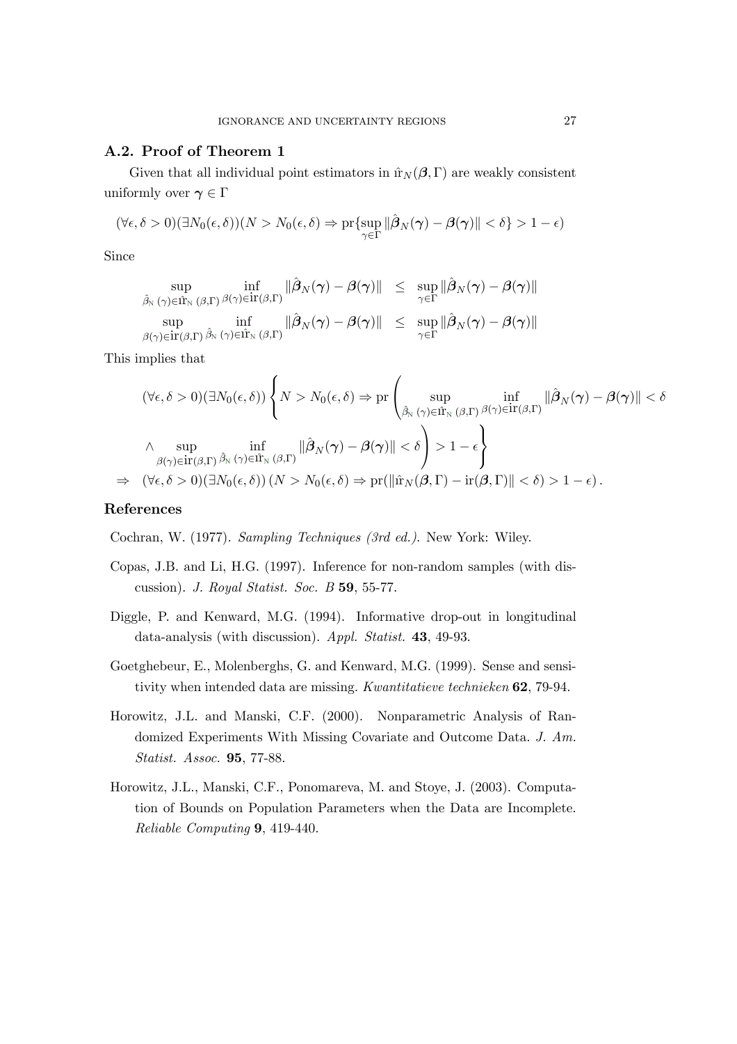## A.2. Proof of Theorem 1

Given that all individual point estimators in $\hat{\text{ir}}_N(\boldsymbol{\beta}, \Gamma)$ are weakly consistent uniformly over $\boldsymbol{\gamma} \in \Gamma$

$$(\forall \epsilon, \delta > 0)(\exists N_0(\epsilon, \delta))(N > N_0(\epsilon, \delta) \Rightarrow \text{pr}\{\sup_{\gamma \in \Gamma} \|\hat{\boldsymbol{\beta}}_N(\boldsymbol{\gamma}) - \boldsymbol{\beta}(\boldsymbol{\gamma})\| < \delta\} > 1 - \epsilon)$$

Since

$$\sup_{\hat{\beta}_N(\gamma) \in \hat{\text{ir}}_N(\beta, \Gamma)} \inf_{\beta(\gamma) \in \text{ir}(\beta, \Gamma)} \|\hat{\boldsymbol{\beta}}_N(\boldsymbol{\gamma}) - \boldsymbol{\beta}(\boldsymbol{\gamma})\| \leq \sup_{\gamma \in \Gamma} \|\hat{\boldsymbol{\beta}}_N(\boldsymbol{\gamma}) - \boldsymbol{\beta}(\boldsymbol{\gamma})\|$$

$$\sup_{\beta(\gamma) \in \text{ir}(\beta, \Gamma)} \inf_{\hat{\beta}_N(\gamma) \in \hat{\text{ir}}_N(\beta, \Gamma)} \|\hat{\boldsymbol{\beta}}_N(\boldsymbol{\gamma}) - \boldsymbol{\beta}(\boldsymbol{\gamma})\| \leq \sup_{\gamma \in \Gamma} \|\hat{\boldsymbol{\beta}}_N(\boldsymbol{\gamma}) - \boldsymbol{\beta}(\boldsymbol{\gamma})\|$$

This implies that

$$(\forall \epsilon, \delta > 0)(\exists N_0(\epsilon, \delta)) \left\{ N > N_0(\epsilon, \delta) \Rightarrow \text{pr}\left( \sup_{\hat{\beta}_N(\gamma) \in \hat{\text{ir}}_N(\beta, \Gamma)} \inf_{\beta(\gamma) \in \text{ir}(\beta, \Gamma)} \|\hat{\boldsymbol{\beta}}_N(\boldsymbol{\gamma}) - \boldsymbol{\beta}(\boldsymbol{\gamma})\| < \delta \right.\right.$$

$$\left.\left. \wedge \sup_{\beta(\gamma) \in \text{ir}(\beta, \Gamma)} \inf_{\hat{\beta}_N(\gamma) \in \hat{\text{ir}}_N(\beta, \Gamma)} \|\hat{\boldsymbol{\beta}}_N(\boldsymbol{\gamma}) - \boldsymbol{\beta}(\boldsymbol{\gamma})\| < \delta \right) > 1 - \epsilon \right\}$$

$$\Rightarrow (\forall \epsilon, \delta > 0)(\exists N_0(\epsilon, \delta)) \left(N > N_0(\epsilon, \delta) \Rightarrow \text{pr}(\|\hat{\text{ir}}_N(\boldsymbol{\beta}, \Gamma) - \text{ir}(\boldsymbol{\beta}, \Gamma)\| < \delta) > 1 - \epsilon\right).$$

## References

Cochran, W. (1977). *Sampling Techniques (3rd ed.)*. New York: Wiley.

Copas, J.B. and Li, H.G. (1997). Inference for non-random samples (with discussion). *J. Royal Statist. Soc. B* **59**, 55-77.

Diggle, P. and Kenward, M.G. (1994). Informative drop-out in longitudinal data-analysis (with discussion). *Appl. Statist.* **43**, 49-93.

Goetghebeur, E., Molenberghs, G. and Kenward, M.G. (1999). Sense and sensitivity when intended data are missing. *Kwantitatieve technieken* **62**, 79-94.

Horowitz, J.L. and Manski, C.F. (2000). Nonparametric Analysis of Randomized Experiments With Missing Covariate and Outcome Data. *J. Am. Statist. Assoc.* **95**, 77-88.

Horowitz, J.L., Manski, C.F., Ponomareva, M. and Stoye, J. (2003). Computation of Bounds on Population Parameters when the Data are Incomplete. *Reliable Computing* **9**, 419-440.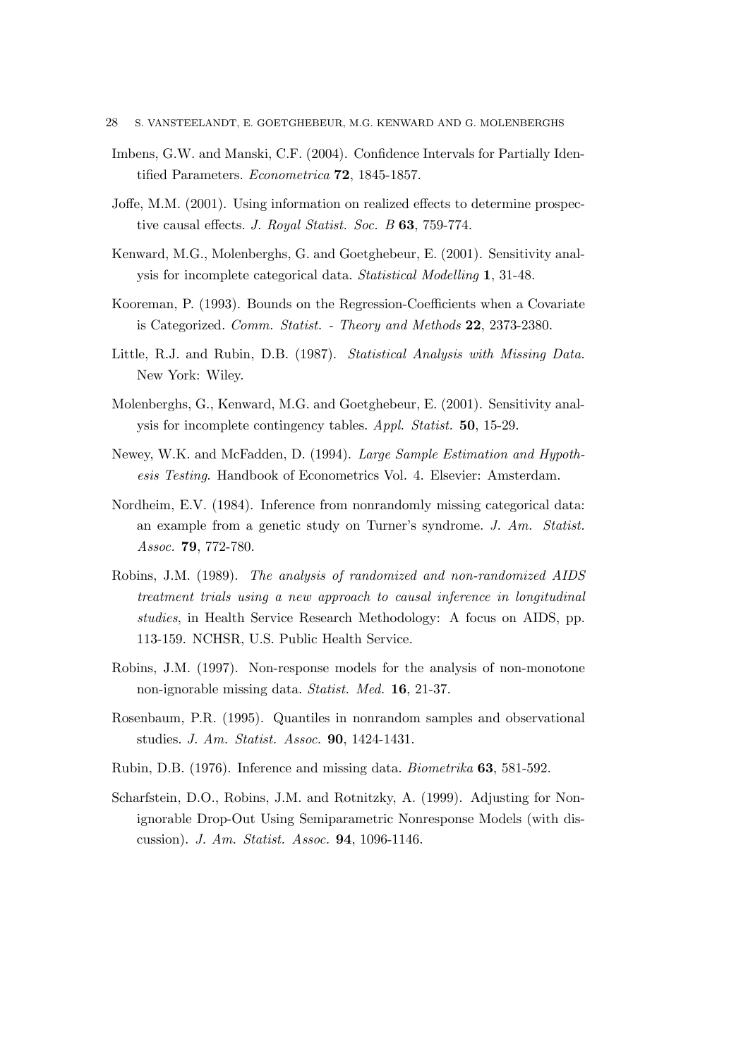Imbens, G.W. and Manski, C.F. (2004). Confidence Intervals for Partially Identified Parameters. *Econometrica* **72**, 1845-1857.

Joffe, M.M. (2001). Using information on realized effects to determine prospective causal effects. *J. Royal Statist. Soc. B* **63**, 759-774.

Kenward, M.G., Molenberghs, G. and Goetghebeur, E. (2001). Sensitivity analysis for incomplete categorical data. *Statistical Modelling* **1**, 31-48.

Kooreman, P. (1993). Bounds on the Regression-Coefficients when a Covariate is Categorized. *Comm. Statist. - Theory and Methods* **22**, 2373-2380.

Little, R.J. and Rubin, D.B. (1987). *Statistical Analysis with Missing Data.* New York: Wiley.

Molenberghs, G., Kenward, M.G. and Goetghebeur, E. (2001). Sensitivity analysis for incomplete contingency tables. *Appl. Statist.* **50**, 15-29.

Newey, W.K. and McFadden, D. (1994). *Large Sample Estimation and Hypothesis Testing.* Handbook of Econometrics Vol. 4. Elsevier: Amsterdam.

Nordheim, E.V. (1984). Inference from nonrandomly missing categorical data: an example from a genetic study on Turner's syndrome. *J. Am. Statist. Assoc.* **79**, 772-780.

Robins, J.M. (1989). *The analysis of randomized and non-randomized AIDS treatment trials using a new approach to causal inference in longitudinal studies*, in Health Service Research Methodology: A focus on AIDS, pp. 113-159. NCHSR, U.S. Public Health Service.

Robins, J.M. (1997). Non-response models for the analysis of non-monotone non-ignorable missing data. *Statist. Med.* **16**, 21-37.

Rosenbaum, P.R. (1995). Quantiles in nonrandom samples and observational studies. *J. Am. Statist. Assoc.* **90**, 1424-1431.

Rubin, D.B. (1976). Inference and missing data. *Biometrika* **63**, 581-592.

Scharfstein, D.O., Robins, J.M. and Rotnitzky, A. (1999). Adjusting for Nonignorable Drop-Out Using Semiparametric Nonresponse Models (with discussion). *J. Am. Statist. Assoc.* **94**, 1096-1146.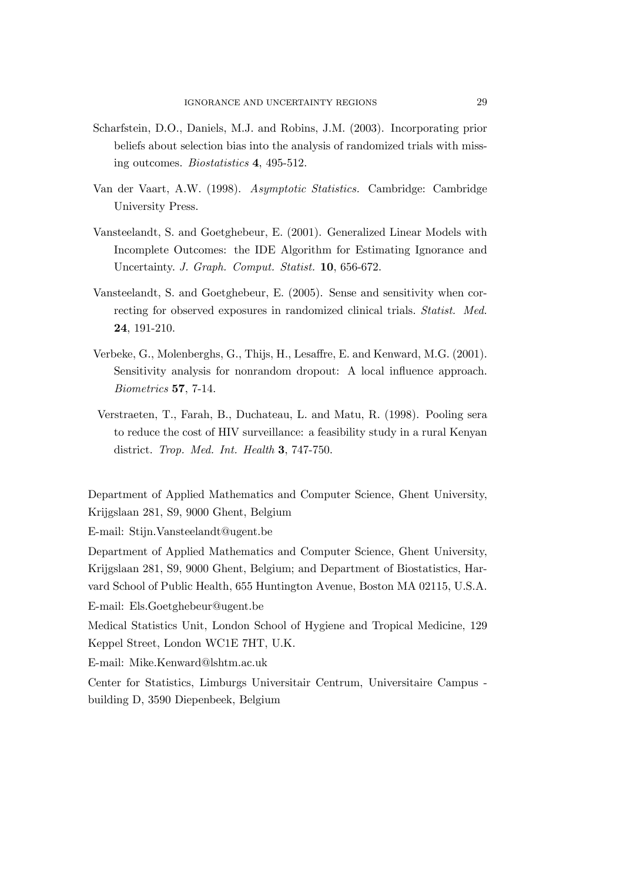Scharfstein, D.O., Daniels, M.J. and Robins, J.M. (2003). Incorporating prior beliefs about selection bias into the analysis of randomized trials with missing outcomes. *Biostatistics* **4**, 495-512.

Van der Vaart, A.W. (1998). *Asymptotic Statistics.* Cambridge: Cambridge University Press.

Vansteelandt, S. and Goetghebeur, E. (2001). Generalized Linear Models with Incomplete Outcomes: the IDE Algorithm for Estimating Ignorance and Uncertainty. *J. Graph. Comput. Statist.* **10**, 656-672.

Vansteelandt, S. and Goetghebeur, E. (2005). Sense and sensitivity when correcting for observed exposures in randomized clinical trials. *Statist. Med.* **24**, 191-210.

Verbeke, G., Molenberghs, G., Thijs, H., Lesaffre, E. and Kenward, M.G. (2001). Sensitivity analysis for nonrandom dropout: A local influence approach. *Biometrics* **57**, 7-14.

Verstraeten, T., Farah, B., Duchateau, L. and Matu, R. (1998). Pooling sera to reduce the cost of HIV surveillance: a feasibility study in a rural Kenyan district. *Trop. Med. Int. Health* **3**, 747-750.

Department of Applied Mathematics and Computer Science, Ghent University, Krijgslaan 281, S9, 9000 Ghent, Belgium

E-mail: Stijn.Vansteelandt@ugent.be

Department of Applied Mathematics and Computer Science, Ghent University, Krijgslaan 281, S9, 9000 Ghent, Belgium; and Department of Biostatistics, Harvard School of Public Health, 655 Huntington Avenue, Boston MA 02115, U.S.A.

E-mail: Els.Goetghebeur@ugent.be

Medical Statistics Unit, London School of Hygiene and Tropical Medicine, 129 Keppel Street, London WC1E 7HT, U.K.

E-mail: Mike.Kenward@lshtm.ac.uk

Center for Statistics, Limburgs Universitair Centrum, Universitaire Campus - building D, 3590 Diepenbeek, Belgium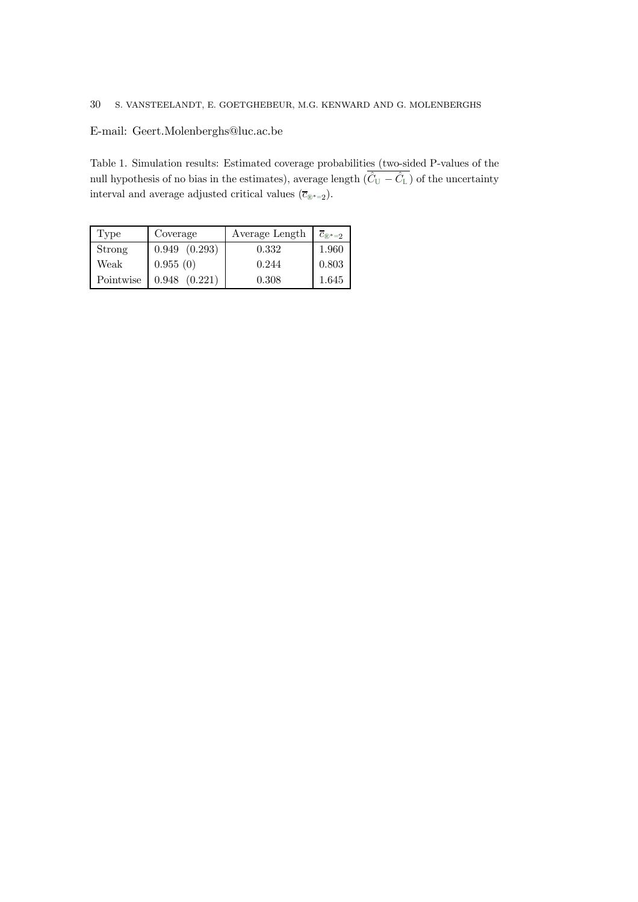E-mail: Geert.Molenberghs@luc.ac.be

Table 1. Simulation results: Estimated coverage probabilities (two-sided P-values of the null hypothesis of no bias in the estimates), average length $(\overline{\hat{C}_U - \hat{C}_L})$ of the uncertainty interval and average adjusted critical values $(\overline{c}_{®^*=2})$.

| Type | Coverage | Average Length | $\overline{c}_{®^*=2}$ |
|---|---|---|---|
| Strong | 0.949 (0.293) | 0.332 | 1.960 |
| Weak | 0.955 (0) | 0.244 | 0.803 |
| Pointwise | 0.948 (0.221) | 0.308 | 1.645 |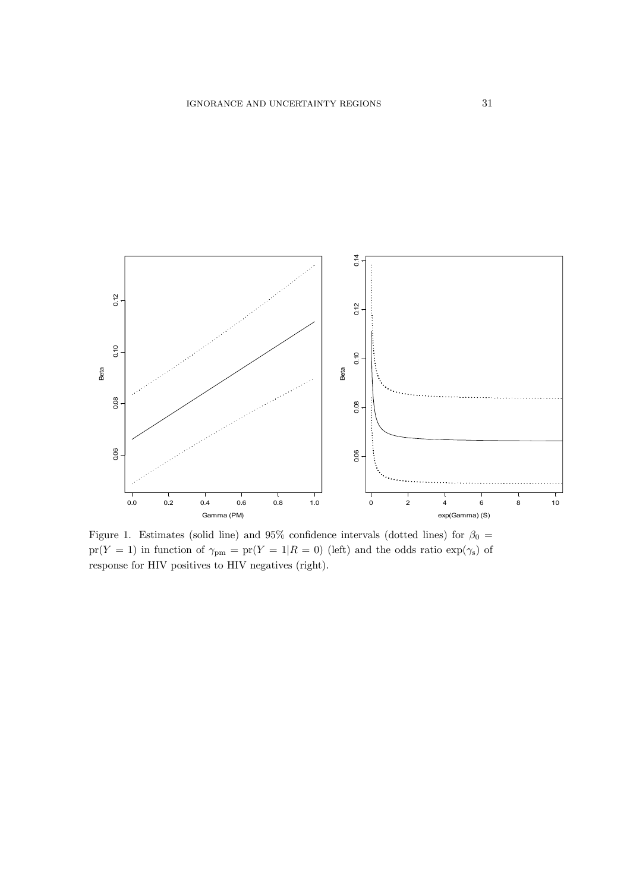Figure 1. Estimates (solid line) and 95% confidence intervals (dotted lines) for $\beta_0 = \mathrm{pr}(Y = 1)$ in function of $\gamma_{\mathrm{pm}} = \mathrm{pr}(Y = 1|R = 0)$ (left) and the odds ratio $\exp(\gamma_{\mathrm{s}})$ of response for HIV positives to HIV negatives (right).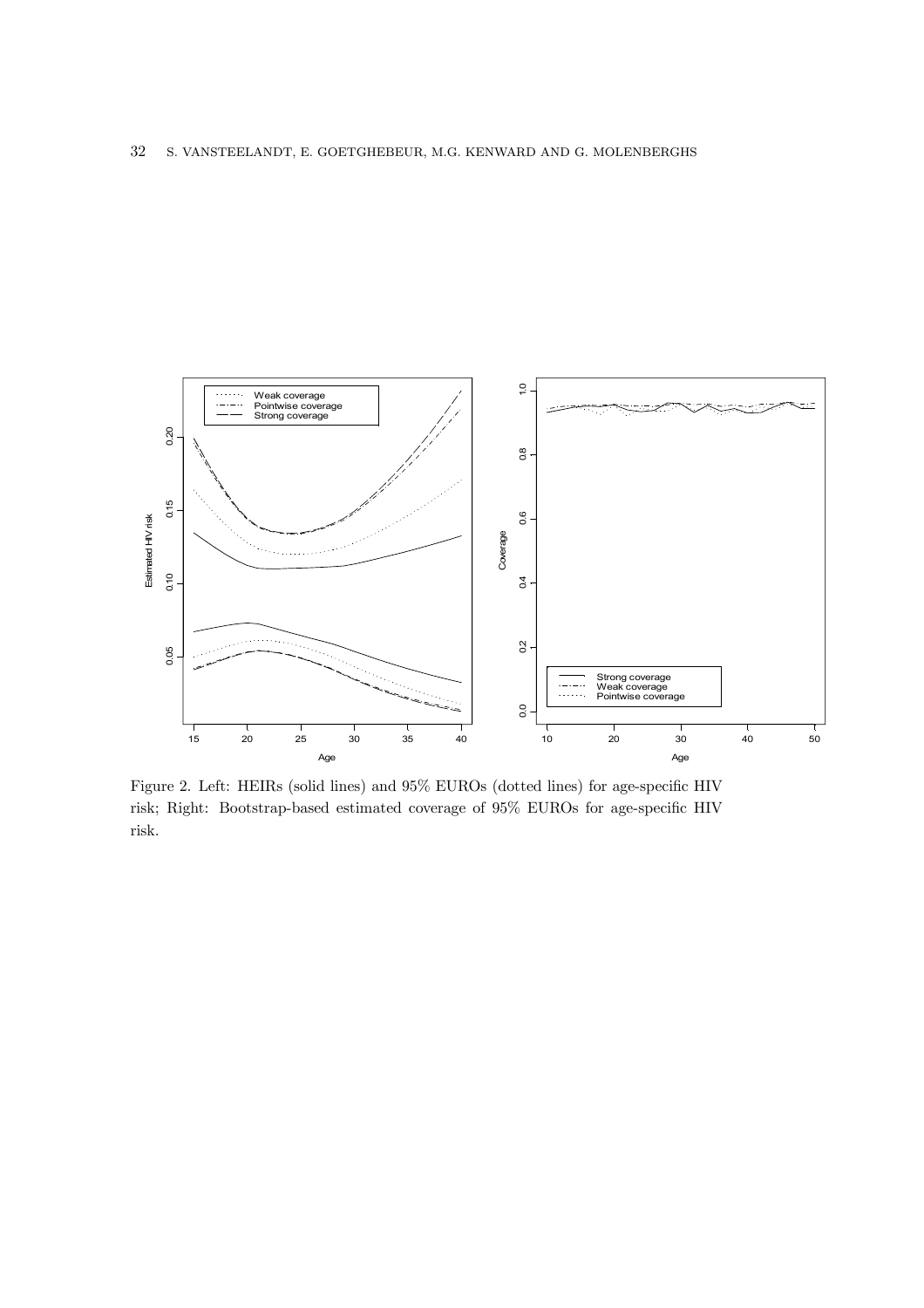Weak coverage
Pointwise coverage
Strong coverage

Estimated HIV risk

0.05
0.10
0.15
0.20

15
20
25
30
35
40

Age

Coverage

0.0
0.2
0.4
0.6
0.8
1.0

Strong coverage
Weak coverage
Pointwise coverage

10
20
30
40
50

Age

Figure 2. Left: HEIRs (solid lines) and 95% EUROs (dotted lines) for age-specific HIV risk; Right: Bootstrap-based estimated coverage of 95% EUROs for age-specific HIV risk.